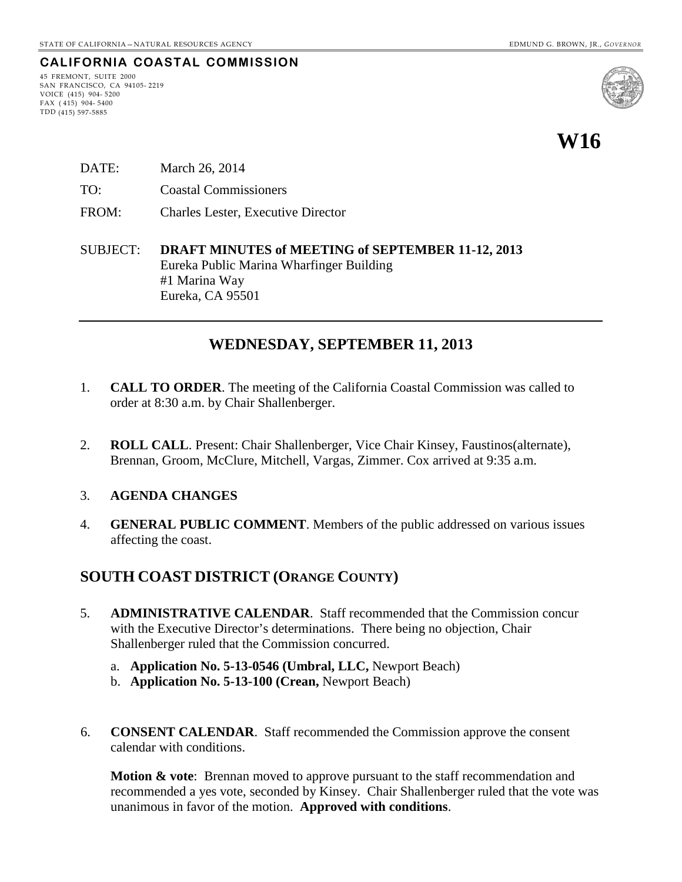STATE OF CALIFORNIA — NATURAL RESOURCES AGENCY EDMUND G. BROWN, JR., *GOVERNOR*

**CALIFORNIA COASTAL COMMISSION**

45 FREMONT, SUITE 2000
SAN FRANCISCO, CA 94105-2219
VOICE (415) 904-5200
FAX (415) 904-5400
TDD (415) 597-5885

# W16

DATE: March 26, 2014

TO: Coastal Commissioners

FROM: Charles Lester, Executive Director

SUBJECT: **DRAFT MINUTES of MEETING of SEPTEMBER 11-12, 2013**
Eureka Public Marina Wharfinger Building
#1 Marina Way
Eureka, CA 95501

---

## WEDNESDAY, SEPTEMBER 11, 2013

1. **CALL TO ORDER**. The meeting of the California Coastal Commission was called to order at 8:30 a.m. by Chair Shallenberger.

2. **ROLL CALL**. Present: Chair Shallenberger, Vice Chair Kinsey, Faustinos(alternate), Brennan, Groom, McClure, Mitchell, Vargas, Zimmer. Cox arrived at 9:35 a.m.

3. **AGENDA CHANGES**

4. **GENERAL PUBLIC COMMENT**. Members of the public addressed on various issues affecting the coast.

## SOUTH COAST DISTRICT (ORANGE COUNTY)

5. **ADMINISTRATIVE CALENDAR**. Staff recommended that the Commission concur with the Executive Director's determinations. There being no objection, Chair Shallenberger ruled that the Commission concurred.

   a. **Application No. 5-13-0546 (Umbral, LLC,** Newport Beach)
   b. **Application No. 5-13-100 (Crean,** Newport Beach)

6. **CONSENT CALENDAR**. Staff recommended the Commission approve the consent calendar with conditions.

   **Motion & vote**: Brennan moved to approve pursuant to the staff recommendation and recommended a yes vote, seconded by Kinsey. Chair Shallenberger ruled that the vote was unanimous in favor of the motion. **Approved with conditions**.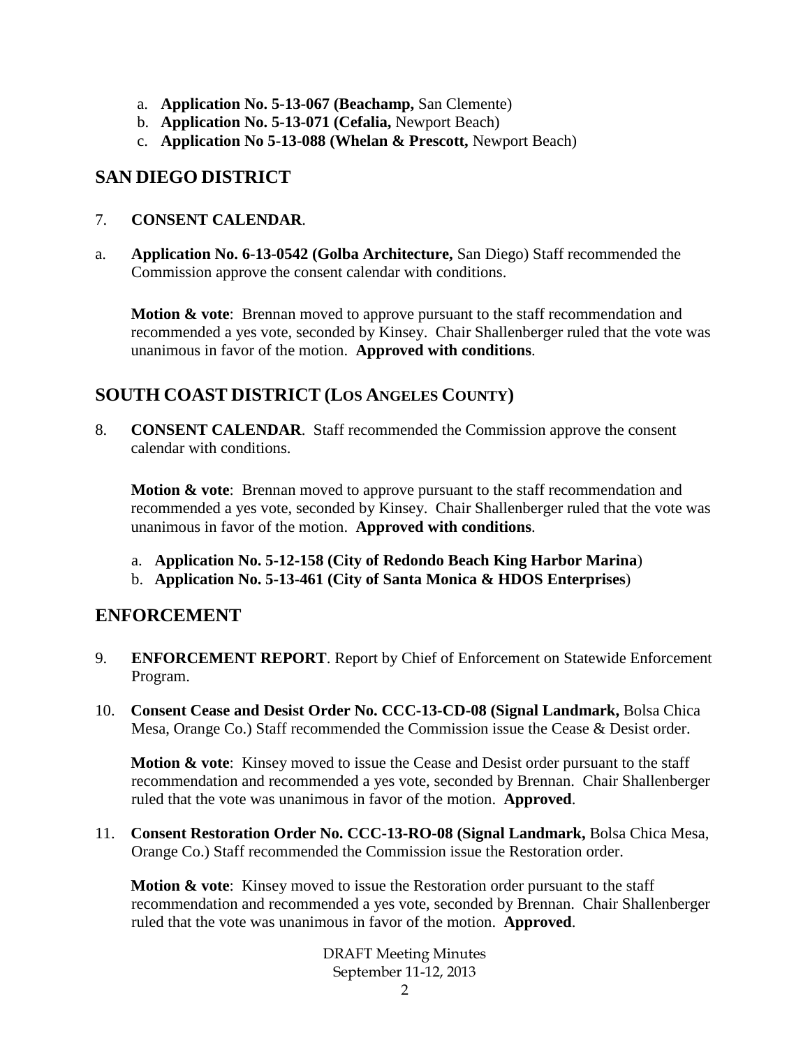a. **Application No. 5-13-067 (Beachamp,** San Clemente)
b. **Application No. 5-13-071 (Cefalia,** Newport Beach)
c. **Application No 5-13-088 (Whelan & Prescott,** Newport Beach)

## SAN DIEGO DISTRICT

7. **CONSENT CALENDAR**.

a. **Application No. 6-13-0542 (Golba Architecture,** San Diego) Staff recommended the Commission approve the consent calendar with conditions.

**Motion & vote**: Brennan moved to approve pursuant to the staff recommendation and recommended a yes vote, seconded by Kinsey. Chair Shallenberger ruled that the vote was unanimous in favor of the motion. **Approved with conditions**.

## SOUTH COAST DISTRICT (LOS ANGELES COUNTY)

8. **CONSENT CALENDAR**. Staff recommended the Commission approve the consent calendar with conditions.

**Motion & vote**: Brennan moved to approve pursuant to the staff recommendation and recommended a yes vote, seconded by Kinsey. Chair Shallenberger ruled that the vote was unanimous in favor of the motion. **Approved with conditions**.

a. **Application No. 5-12-158 (City of Redondo Beach King Harbor Marina**)
b. **Application No. 5-13-461 (City of Santa Monica & HDOS Enterprises**)

## ENFORCEMENT

9. **ENFORCEMENT REPORT**. Report by Chief of Enforcement on Statewide Enforcement Program.

10. **Consent Cease and Desist Order No. CCC-13-CD-08 (Signal Landmark,** Bolsa Chica Mesa, Orange Co.) Staff recommended the Commission issue the Cease & Desist order.

**Motion & vote**: Kinsey moved to issue the Cease and Desist order pursuant to the staff recommendation and recommended a yes vote, seconded by Brennan. Chair Shallenberger ruled that the vote was unanimous in favor of the motion. **Approved**.

11. **Consent Restoration Order No. CCC-13-RO-08 (Signal Landmark,** Bolsa Chica Mesa, Orange Co.) Staff recommended the Commission issue the Restoration order.

**Motion & vote**: Kinsey moved to issue the Restoration order pursuant to the staff recommendation and recommended a yes vote, seconded by Brennan. Chair Shallenberger ruled that the vote was unanimous in favor of the motion. **Approved**.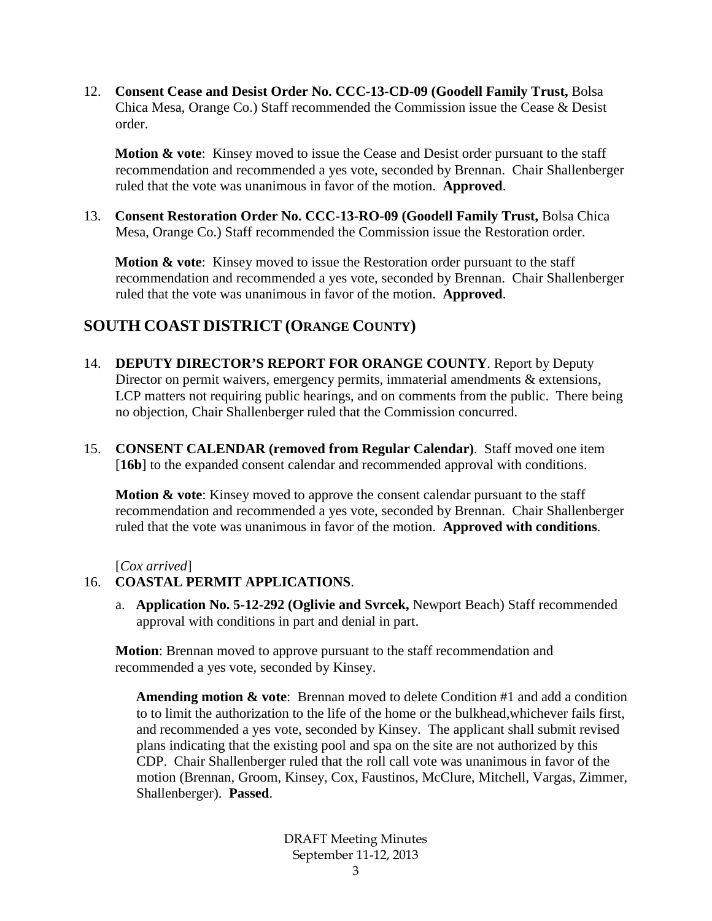12. **Consent Cease and Desist Order No. CCC-13-CD-09 (Goodell Family Trust,** Bolsa Chica Mesa, Orange Co.) Staff recommended the Commission issue the Cease & Desist order.

    **Motion & vote**: Kinsey moved to issue the Cease and Desist order pursuant to the staff recommendation and recommended a yes vote, seconded by Brennan. Chair Shallenberger ruled that the vote was unanimous in favor of the motion. **Approved**.

13. **Consent Restoration Order No. CCC-13-RO-09 (Goodell Family Trust,** Bolsa Chica Mesa, Orange Co.) Staff recommended the Commission issue the Restoration order.

    **Motion & vote**: Kinsey moved to issue the Restoration order pursuant to the staff recommendation and recommended a yes vote, seconded by Brennan. Chair Shallenberger ruled that the vote was unanimous in favor of the motion. **Approved**.

## SOUTH COAST DISTRICT (ORANGE COUNTY)

14. **DEPUTY DIRECTOR'S REPORT FOR ORANGE COUNTY**. Report by Deputy Director on permit waivers, emergency permits, immaterial amendments & extensions, LCP matters not requiring public hearings, and on comments from the public. There being no objection, Chair Shallenberger ruled that the Commission concurred.

15. **CONSENT CALENDAR (removed from Regular Calendar)**. Staff moved one item [**16b**] to the expanded consent calendar and recommended approval with conditions.

    **Motion & vote**: Kinsey moved to approve the consent calendar pursuant to the staff recommendation and recommended a yes vote, seconded by Brennan. Chair Shallenberger ruled that the vote was unanimous in favor of the motion. **Approved with conditions**.

    [*Cox arrived*]

16. **COASTAL PERMIT APPLICATIONS**.

    a. **Application No. 5-12-292 (Oglivie and Svrcek,** Newport Beach) Staff recommended approval with conditions in part and denial in part.

    **Motion**: Brennan moved to approve pursuant to the staff recommendation and recommended a yes vote, seconded by Kinsey.

    **Amending motion & vote**: Brennan moved to delete Condition #1 and add a condition to to limit the authorization to the life of the home or the bulkhead,whichever fails first, and recommended a yes vote, seconded by Kinsey. The applicant shall submit revised plans indicating that the existing pool and spa on the site are not authorized by this CDP. Chair Shallenberger ruled that the roll call vote was unanimous in favor of the motion (Brennan, Groom, Kinsey, Cox, Faustinos, McClure, Mitchell, Vargas, Zimmer, Shallenberger). **Passed**.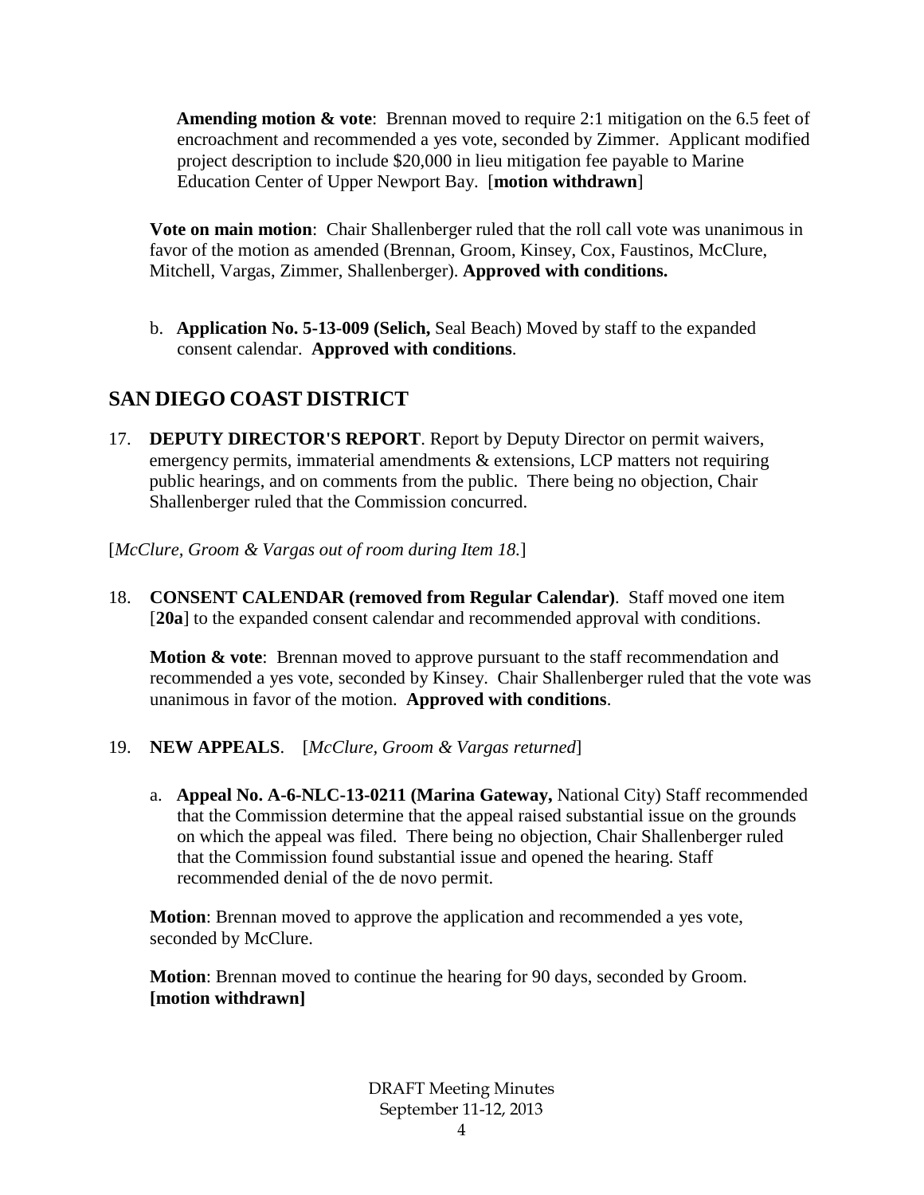**Amending motion & vote**: Brennan moved to require 2:1 mitigation on the 6.5 feet of encroachment and recommended a yes vote, seconded by Zimmer. Applicant modified project description to include $20,000 in lieu mitigation fee payable to Marine Education Center of Upper Newport Bay. [**motion withdrawn**]

**Vote on main motion**: Chair Shallenberger ruled that the roll call vote was unanimous in favor of the motion as amended (Brennan, Groom, Kinsey, Cox, Faustinos, McClure, Mitchell, Vargas, Zimmer, Shallenberger). **Approved with conditions.**

b. **Application No. 5-13-009 (Selich,** Seal Beach) Moved by staff to the expanded consent calendar. **Approved with conditions**.

## SAN DIEGO COAST DISTRICT

17. **DEPUTY DIRECTOR'S REPORT**. Report by Deputy Director on permit waivers, emergency permits, immaterial amendments & extensions, LCP matters not requiring public hearings, and on comments from the public. There being no objection, Chair Shallenberger ruled that the Commission concurred.

[*McClure, Groom & Vargas out of room during Item 18.*]

18. **CONSENT CALENDAR (removed from Regular Calendar)**. Staff moved one item [**20a**] to the expanded consent calendar and recommended approval with conditions.

    **Motion & vote**: Brennan moved to approve pursuant to the staff recommendation and recommended a yes vote, seconded by Kinsey. Chair Shallenberger ruled that the vote was unanimous in favor of the motion. **Approved with conditions**.

19. **NEW APPEALS**. [*McClure, Groom & Vargas returned*]

    a. **Appeal No. A-6-NLC-13-0211 (Marina Gateway,** National City) Staff recommended that the Commission determine that the appeal raised substantial issue on the grounds on which the appeal was filed. There being no objection, Chair Shallenberger ruled that the Commission found substantial issue and opened the hearing. Staff recommended denial of the de novo permit.

    **Motion**: Brennan moved to approve the application and recommended a yes vote, seconded by McClure.

    **Motion**: Brennan moved to continue the hearing for 90 days, seconded by Groom. **[motion withdrawn]**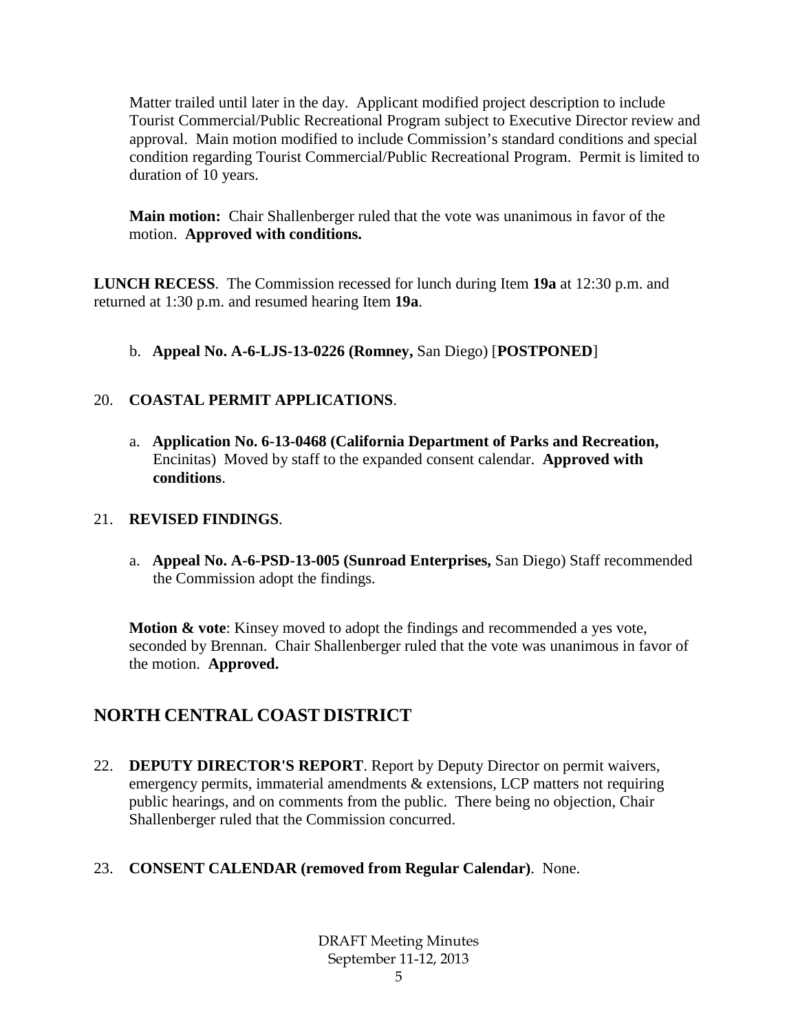Matter trailed until later in the day. Applicant modified project description to include Tourist Commercial/Public Recreational Program subject to Executive Director review and approval. Main motion modified to include Commission's standard conditions and special condition regarding Tourist Commercial/Public Recreational Program. Permit is limited to duration of 10 years.

**Main motion:** Chair Shallenberger ruled that the vote was unanimous in favor of the motion. **Approved with conditions.**

**LUNCH RECESS**. The Commission recessed for lunch during Item **19a** at 12:30 p.m. and returned at 1:30 p.m. and resumed hearing Item **19a**.

b. **Appeal No. A-6-LJS-13-0226 (Romney,** San Diego) [**POSTPONED**]

20. **COASTAL PERMIT APPLICATIONS**.

    a. **Application No. 6-13-0468 (California Department of Parks and Recreation,** Encinitas) Moved by staff to the expanded consent calendar. **Approved with conditions**.

21. **REVISED FINDINGS**.

    a. **Appeal No. A-6-PSD-13-005 (Sunroad Enterprises,** San Diego) Staff recommended the Commission adopt the findings.

**Motion & vote**: Kinsey moved to adopt the findings and recommended a yes vote, seconded by Brennan. Chair Shallenberger ruled that the vote was unanimous in favor of the motion. **Approved.**

## NORTH CENTRAL COAST DISTRICT

22. **DEPUTY DIRECTOR'S REPORT**. Report by Deputy Director on permit waivers, emergency permits, immaterial amendments & extensions, LCP matters not requiring public hearings, and on comments from the public. There being no objection, Chair Shallenberger ruled that the Commission concurred.

23. **CONSENT CALENDAR (removed from Regular Calendar)**. None.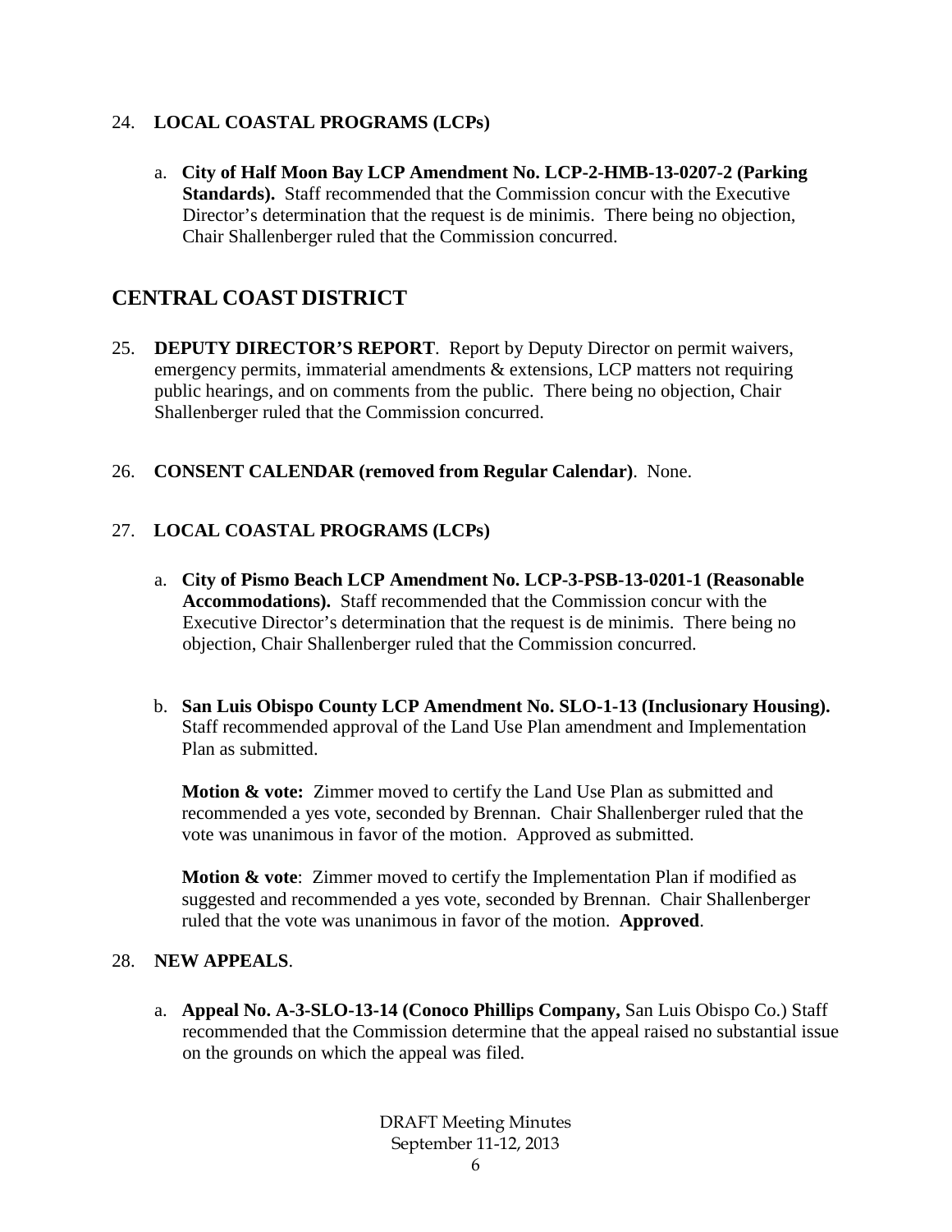24. **LOCAL COASTAL PROGRAMS (LCPs)**

    a. **City of Half Moon Bay LCP Amendment No. LCP-2-HMB-13-0207-2 (Parking Standards).** Staff recommended that the Commission concur with the Executive Director's determination that the request is de minimis. There being no objection, Chair Shallenberger ruled that the Commission concurred.

## CENTRAL COAST DISTRICT

25. **DEPUTY DIRECTOR'S REPORT**. Report by Deputy Director on permit waivers, emergency permits, immaterial amendments & extensions, LCP matters not requiring public hearings, and on comments from the public. There being no objection, Chair Shallenberger ruled that the Commission concurred.

26. **CONSENT CALENDAR (removed from Regular Calendar)**. None.

27. **LOCAL COASTAL PROGRAMS (LCPs)**

    a. **City of Pismo Beach LCP Amendment No. LCP-3-PSB-13-0201-1 (Reasonable Accommodations).** Staff recommended that the Commission concur with the Executive Director's determination that the request is de minimis. There being no objection, Chair Shallenberger ruled that the Commission concurred.

    b. **San Luis Obispo County LCP Amendment No. SLO-1-13 (Inclusionary Housing).** Staff recommended approval of the Land Use Plan amendment and Implementation Plan as submitted.

       **Motion & vote:** Zimmer moved to certify the Land Use Plan as submitted and recommended a yes vote, seconded by Brennan. Chair Shallenberger ruled that the vote was unanimous in favor of the motion. Approved as submitted.

       **Motion & vote**: Zimmer moved to certify the Implementation Plan if modified as suggested and recommended a yes vote, seconded by Brennan. Chair Shallenberger ruled that the vote was unanimous in favor of the motion. **Approved**.

28. **NEW APPEALS**.

    a. **Appeal No. A-3-SLO-13-14 (Conoco Phillips Company,** San Luis Obispo Co.) Staff recommended that the Commission determine that the appeal raised no substantial issue on the grounds on which the appeal was filed.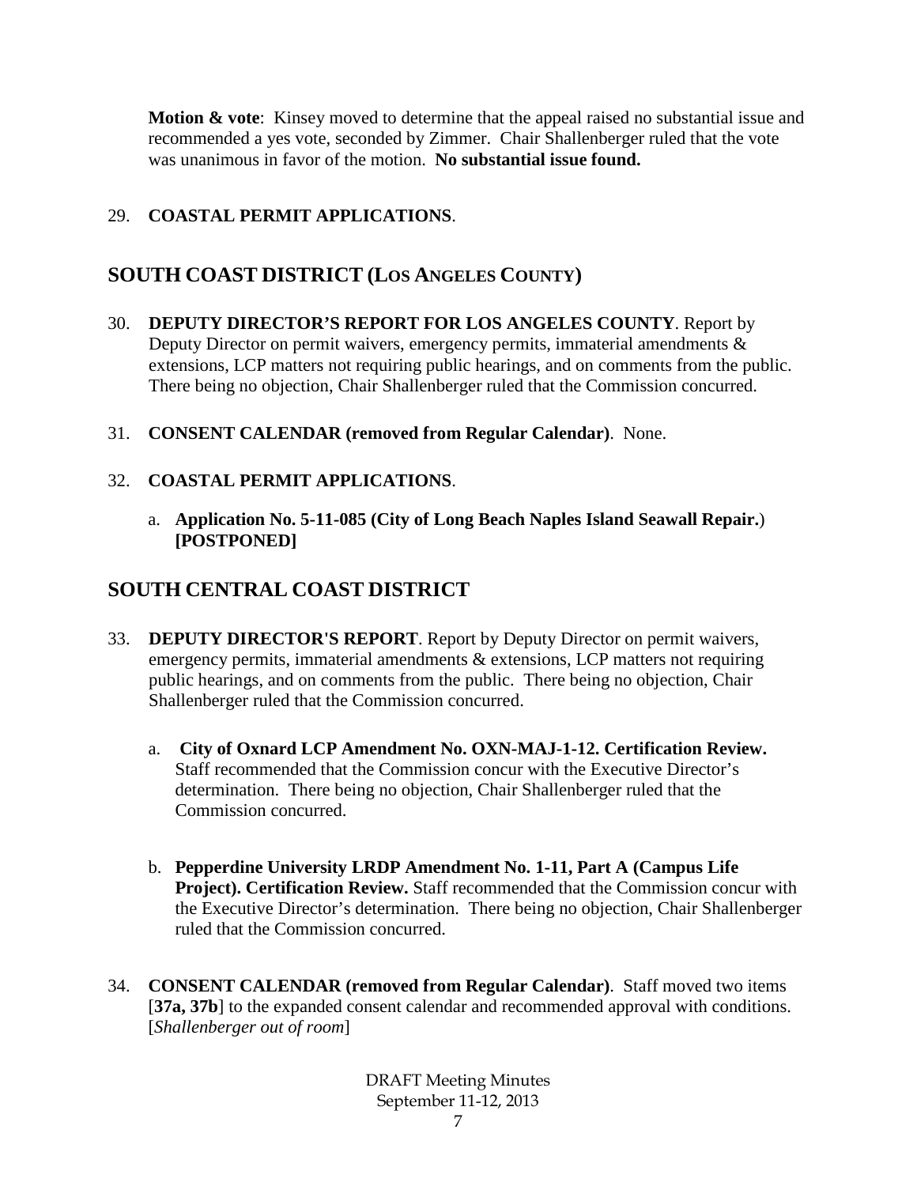**Motion & vote**: Kinsey moved to determine that the appeal raised no substantial issue and recommended a yes vote, seconded by Zimmer. Chair Shallenberger ruled that the vote was unanimous in favor of the motion. **No substantial issue found.**

29. **COASTAL PERMIT APPLICATIONS**.

## SOUTH COAST DISTRICT (LOS ANGELES COUNTY)

30. **DEPUTY DIRECTOR'S REPORT FOR LOS ANGELES COUNTY**. Report by Deputy Director on permit waivers, emergency permits, immaterial amendments & extensions, LCP matters not requiring public hearings, and on comments from the public. There being no objection, Chair Shallenberger ruled that the Commission concurred.

31. **CONSENT CALENDAR (removed from Regular Calendar)**. None.

32. **COASTAL PERMIT APPLICATIONS**.

    a. **Application No. 5-11-085 (City of Long Beach Naples Island Seawall Repair.) [POSTPONED]**

## SOUTH CENTRAL COAST DISTRICT

33. **DEPUTY DIRECTOR'S REPORT**. Report by Deputy Director on permit waivers, emergency permits, immaterial amendments & extensions, LCP matters not requiring public hearings, and on comments from the public. There being no objection, Chair Shallenberger ruled that the Commission concurred.

    a. **City of Oxnard LCP Amendment No. OXN-MAJ-1-12. Certification Review.** Staff recommended that the Commission concur with the Executive Director's determination. There being no objection, Chair Shallenberger ruled that the Commission concurred.

    b. **Pepperdine University LRDP Amendment No. 1-11, Part A (Campus Life Project). Certification Review.** Staff recommended that the Commission concur with the Executive Director's determination. There being no objection, Chair Shallenberger ruled that the Commission concurred.

34. **CONSENT CALENDAR (removed from Regular Calendar)**. Staff moved two items [**37a, 37b**] to the expanded consent calendar and recommended approval with conditions. [*Shallenberger out of room*]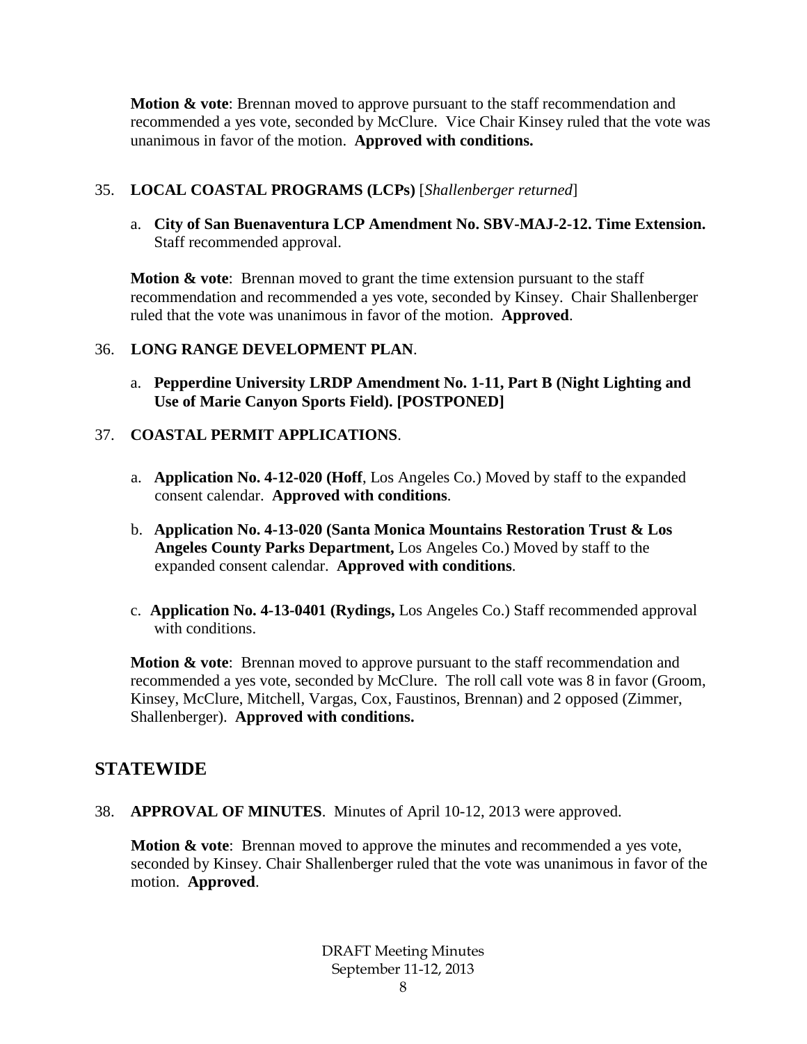**Motion & vote**: Brennan moved to approve pursuant to the staff recommendation and recommended a yes vote, seconded by McClure. Vice Chair Kinsey ruled that the vote was unanimous in favor of the motion. **Approved with conditions.**

35. **LOCAL COASTAL PROGRAMS (LCPs)** [*Shallenberger returned*]

    a. **City of San Buenaventura LCP Amendment No. SBV-MAJ-2-12. Time Extension.** Staff recommended approval.

    **Motion & vote**: Brennan moved to grant the time extension pursuant to the staff recommendation and recommended a yes vote, seconded by Kinsey. Chair Shallenberger ruled that the vote was unanimous in favor of the motion. **Approved**.

36. **LONG RANGE DEVELOPMENT PLAN**.

    a. **Pepperdine University LRDP Amendment No. 1-11, Part B (Night Lighting and Use of Marie Canyon Sports Field). [POSTPONED]**

37. **COASTAL PERMIT APPLICATIONS**.

    a. **Application No. 4-12-020 (Hoff**, Los Angeles Co.) Moved by staff to the expanded consent calendar. **Approved with conditions**.

    b. **Application No. 4-13-020 (Santa Monica Mountains Restoration Trust & Los Angeles County Parks Department,** Los Angeles Co.) Moved by staff to the expanded consent calendar. **Approved with conditions**.

    c. **Application No. 4-13-0401 (Rydings,** Los Angeles Co.) Staff recommended approval with conditions.

    **Motion & vote**: Brennan moved to approve pursuant to the staff recommendation and recommended a yes vote, seconded by McClure. The roll call vote was 8 in favor (Groom, Kinsey, McClure, Mitchell, Vargas, Cox, Faustinos, Brennan) and 2 opposed (Zimmer, Shallenberger). **Approved with conditions.**

## STATEWIDE

38. **APPROVAL OF MINUTES**. Minutes of April 10-12, 2013 were approved.

    **Motion & vote**: Brennan moved to approve the minutes and recommended a yes vote, seconded by Kinsey. Chair Shallenberger ruled that the vote was unanimous in favor of the motion. **Approved**.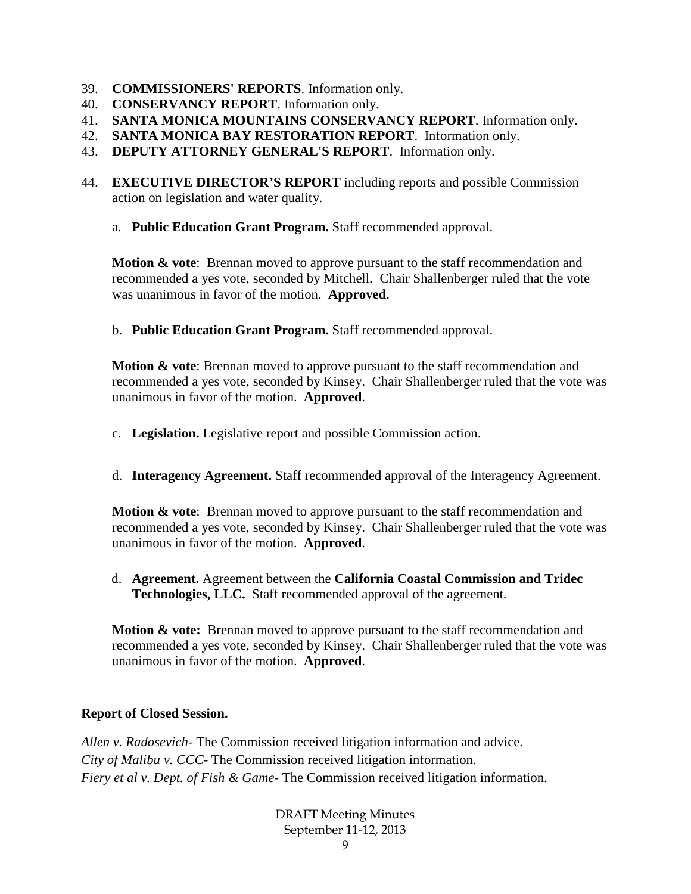39. **COMMISSIONERS' REPORTS**. Information only.
40. **CONSERVANCY REPORT**. Information only.
41. **SANTA MONICA MOUNTAINS CONSERVANCY REPORT**. Information only.
42. **SANTA MONICA BAY RESTORATION REPORT**. Information only.
43. **DEPUTY ATTORNEY GENERAL'S REPORT**. Information only.
44. **EXECUTIVE DIRECTOR'S REPORT** including reports and possible Commission action on legislation and water quality.

    a. **Public Education Grant Program.** Staff recommended approval.

    **Motion & vote**: Brennan moved to approve pursuant to the staff recommendation and recommended a yes vote, seconded by Mitchell. Chair Shallenberger ruled that the vote was unanimous in favor of the motion. **Approved**.

    b. **Public Education Grant Program.** Staff recommended approval.

    **Motion & vote**: Brennan moved to approve pursuant to the staff recommendation and recommended a yes vote, seconded by Kinsey. Chair Shallenberger ruled that the vote was unanimous in favor of the motion. **Approved**.

    c. **Legislation.** Legislative report and possible Commission action.

    d. **Interagency Agreement.** Staff recommended approval of the Interagency Agreement.

    **Motion & vote**: Brennan moved to approve pursuant to the staff recommendation and recommended a yes vote, seconded by Kinsey. Chair Shallenberger ruled that the vote was unanimous in favor of the motion. **Approved**.

    d. **Agreement.** Agreement between the **California Coastal Commission and Tridec Technologies, LLC.** Staff recommended approval of the agreement.

    **Motion & vote:** Brennan moved to approve pursuant to the staff recommendation and recommended a yes vote, seconded by Kinsey. Chair Shallenberger ruled that the vote was unanimous in favor of the motion. **Approved**.

**Report of Closed Session.**

*Allen v. Radosevich*- The Commission received litigation information and advice.
*City of Malibu v. CCC*- The Commission received litigation information.
*Fiery et al v. Dept. of Fish & Game*- The Commission received litigation information.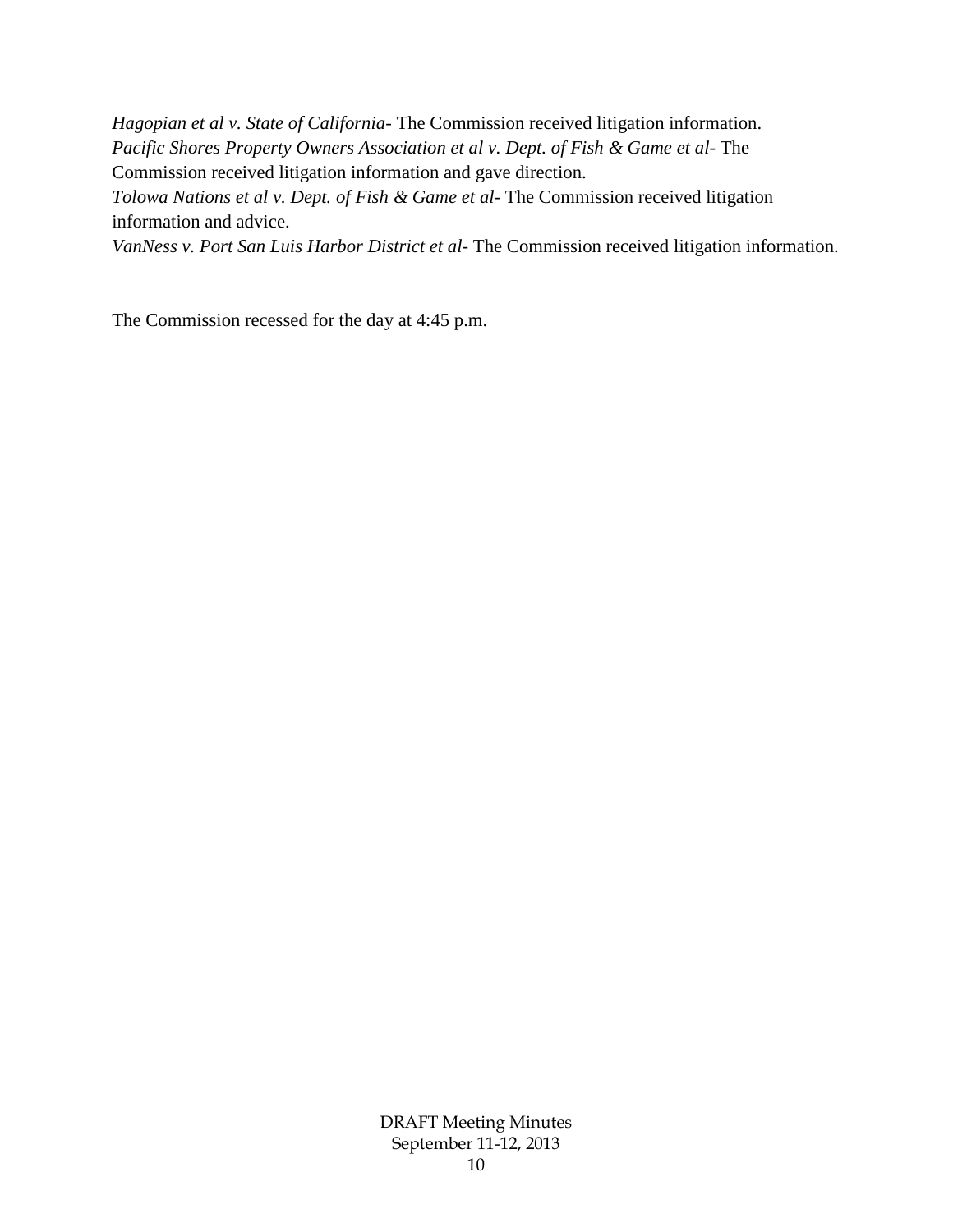*Hagopian et al v. State of California*- The Commission received litigation information.
*Pacific Shores Property Owners Association et al v. Dept. of Fish & Game et al*- The Commission received litigation information and gave direction.
*Tolowa Nations et al v. Dept. of Fish & Game et al*- The Commission received litigation information and advice.
*VanNess v. Port San Luis Harbor District et al*- The Commission received litigation information.

The Commission recessed for the day at 4:45 p.m.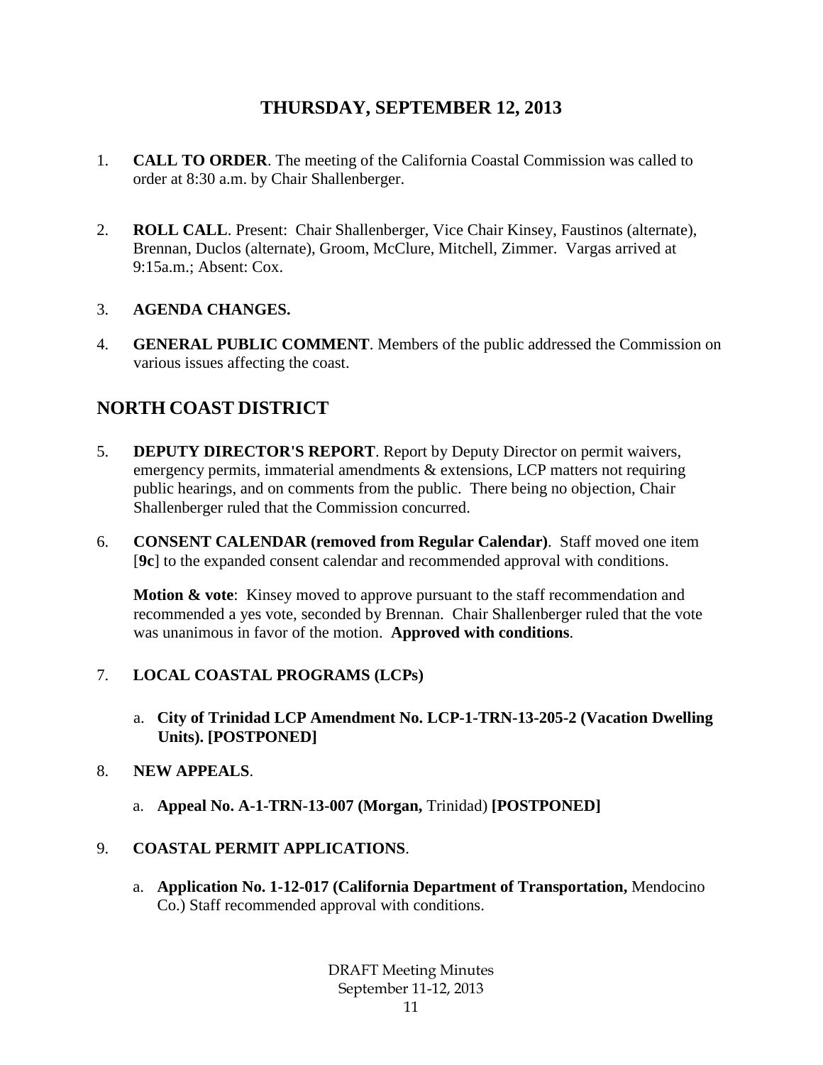# THURSDAY, SEPTEMBER 12, 2013

1. **CALL TO ORDER**. The meeting of the California Coastal Commission was called to order at 8:30 a.m. by Chair Shallenberger.

2. **ROLL CALL**. Present: Chair Shallenberger, Vice Chair Kinsey, Faustinos (alternate), Brennan, Duclos (alternate), Groom, McClure, Mitchell, Zimmer. Vargas arrived at 9:15a.m.; Absent: Cox.

3. **AGENDA CHANGES.**

4. **GENERAL PUBLIC COMMENT**. Members of the public addressed the Commission on various issues affecting the coast.

## NORTH COAST DISTRICT

5. **DEPUTY DIRECTOR'S REPORT**. Report by Deputy Director on permit waivers, emergency permits, immaterial amendments & extensions, LCP matters not requiring public hearings, and on comments from the public. There being no objection, Chair Shallenberger ruled that the Commission concurred.

6. **CONSENT CALENDAR (removed from Regular Calendar)**. Staff moved one item [**9c**] to the expanded consent calendar and recommended approval with conditions.

   **Motion & vote**: Kinsey moved to approve pursuant to the staff recommendation and recommended a yes vote, seconded by Brennan. Chair Shallenberger ruled that the vote was unanimous in favor of the motion. **Approved with conditions**.

7. **LOCAL COASTAL PROGRAMS (LCPs)**

   a. **City of Trinidad LCP Amendment No. LCP-1-TRN-13-205-2 (Vacation Dwelling Units). [POSTPONED]**

8. **NEW APPEALS**.

   a. **Appeal No. A-1-TRN-13-007 (Morgan,** Trinidad) **[POSTPONED]**

9. **COASTAL PERMIT APPLICATIONS**.

   a. **Application No. 1-12-017 (California Department of Transportation,** Mendocino Co.) Staff recommended approval with conditions.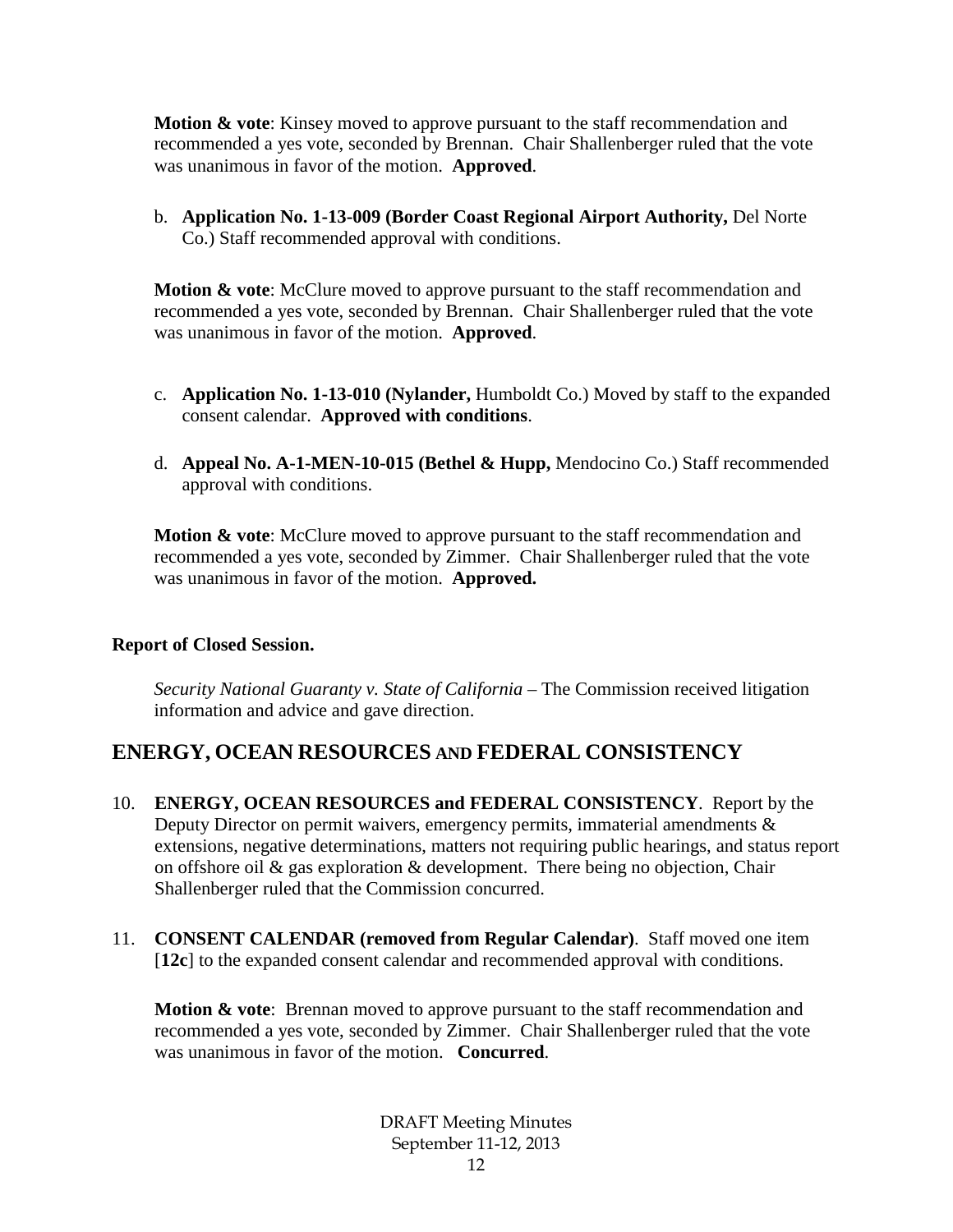**Motion & vote**: Kinsey moved to approve pursuant to the staff recommendation and recommended a yes vote, seconded by Brennan. Chair Shallenberger ruled that the vote was unanimous in favor of the motion. **Approved**.

b. **Application No. 1-13-009 (Border Coast Regional Airport Authority,** Del Norte Co.) Staff recommended approval with conditions.

**Motion & vote**: McClure moved to approve pursuant to the staff recommendation and recommended a yes vote, seconded by Brennan. Chair Shallenberger ruled that the vote was unanimous in favor of the motion. **Approved**.

c. **Application No. 1-13-010 (Nylander,** Humboldt Co.) Moved by staff to the expanded consent calendar. **Approved with conditions**.

d. **Appeal No. A-1-MEN-10-015 (Bethel & Hupp,** Mendocino Co.) Staff recommended approval with conditions.

**Motion & vote**: McClure moved to approve pursuant to the staff recommendation and recommended a yes vote, seconded by Zimmer. Chair Shallenberger ruled that the vote was unanimous in favor of the motion. **Approved.**

**Report of Closed Session.**

*Security National Guaranty v. State of California* – The Commission received litigation information and advice and gave direction.

## ENERGY, OCEAN RESOURCES AND FEDERAL CONSISTENCY

10. **ENERGY, OCEAN RESOURCES and FEDERAL CONSISTENCY**. Report by the Deputy Director on permit waivers, emergency permits, immaterial amendments & extensions, negative determinations, matters not requiring public hearings, and status report on offshore oil & gas exploration & development. There being no objection, Chair Shallenberger ruled that the Commission concurred.

11. **CONSENT CALENDAR (removed from Regular Calendar)**. Staff moved one item [**12c**] to the expanded consent calendar and recommended approval with conditions.

    **Motion & vote**: Brennan moved to approve pursuant to the staff recommendation and recommended a yes vote, seconded by Zimmer. Chair Shallenberger ruled that the vote was unanimous in favor of the motion. **Concurred**.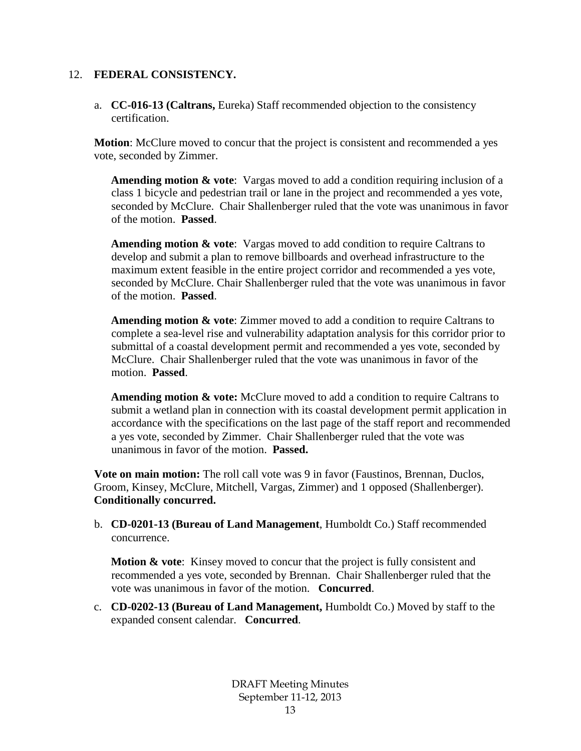12. **FEDERAL CONSISTENCY.**

a. **CC-016-13 (Caltrans,** Eureka) Staff recommended objection to the consistency certification.

**Motion**: McClure moved to concur that the project is consistent and recommended a yes vote, seconded by Zimmer.

**Amending motion & vote**: Vargas moved to add a condition requiring inclusion of a class 1 bicycle and pedestrian trail or lane in the project and recommended a yes vote, seconded by McClure. Chair Shallenberger ruled that the vote was unanimous in favor of the motion. **Passed**.

**Amending motion & vote**: Vargas moved to add condition to require Caltrans to develop and submit a plan to remove billboards and overhead infrastructure to the maximum extent feasible in the entire project corridor and recommended a yes vote, seconded by McClure. Chair Shallenberger ruled that the vote was unanimous in favor of the motion. **Passed**.

**Amending motion & vote**: Zimmer moved to add a condition to require Caltrans to complete a sea-level rise and vulnerability adaptation analysis for this corridor prior to submittal of a coastal development permit and recommended a yes vote, seconded by McClure. Chair Shallenberger ruled that the vote was unanimous in favor of the motion. **Passed**.

**Amending motion & vote:** McClure moved to add a condition to require Caltrans to submit a wetland plan in connection with its coastal development permit application in accordance with the specifications on the last page of the staff report and recommended a yes vote, seconded by Zimmer. Chair Shallenberger ruled that the vote was unanimous in favor of the motion. **Passed.**

**Vote on main motion:** The roll call vote was 9 in favor (Faustinos, Brennan, Duclos, Groom, Kinsey, McClure, Mitchell, Vargas, Zimmer) and 1 opposed (Shallenberger). **Conditionally concurred.**

b. **CD-0201-13 (Bureau of Land Management**, Humboldt Co.) Staff recommended concurrence.

**Motion & vote**: Kinsey moved to concur that the project is fully consistent and recommended a yes vote, seconded by Brennan. Chair Shallenberger ruled that the vote was unanimous in favor of the motion. **Concurred**.

c. **CD-0202-13 (Bureau of Land Management,** Humboldt Co.) Moved by staff to the expanded consent calendar. **Concurred**.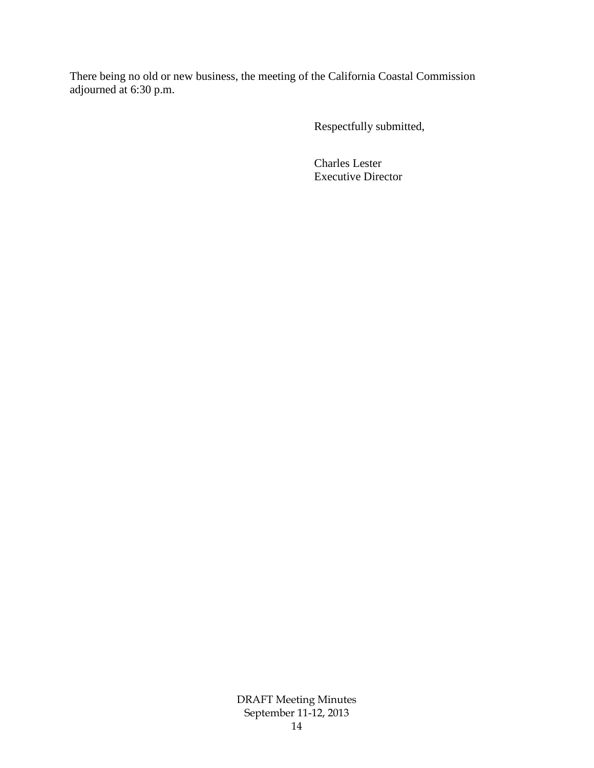There being no old or new business, the meeting of the California Coastal Commission adjourned at 6:30 p.m.

Respectfully submitted,

Charles Lester
Executive Director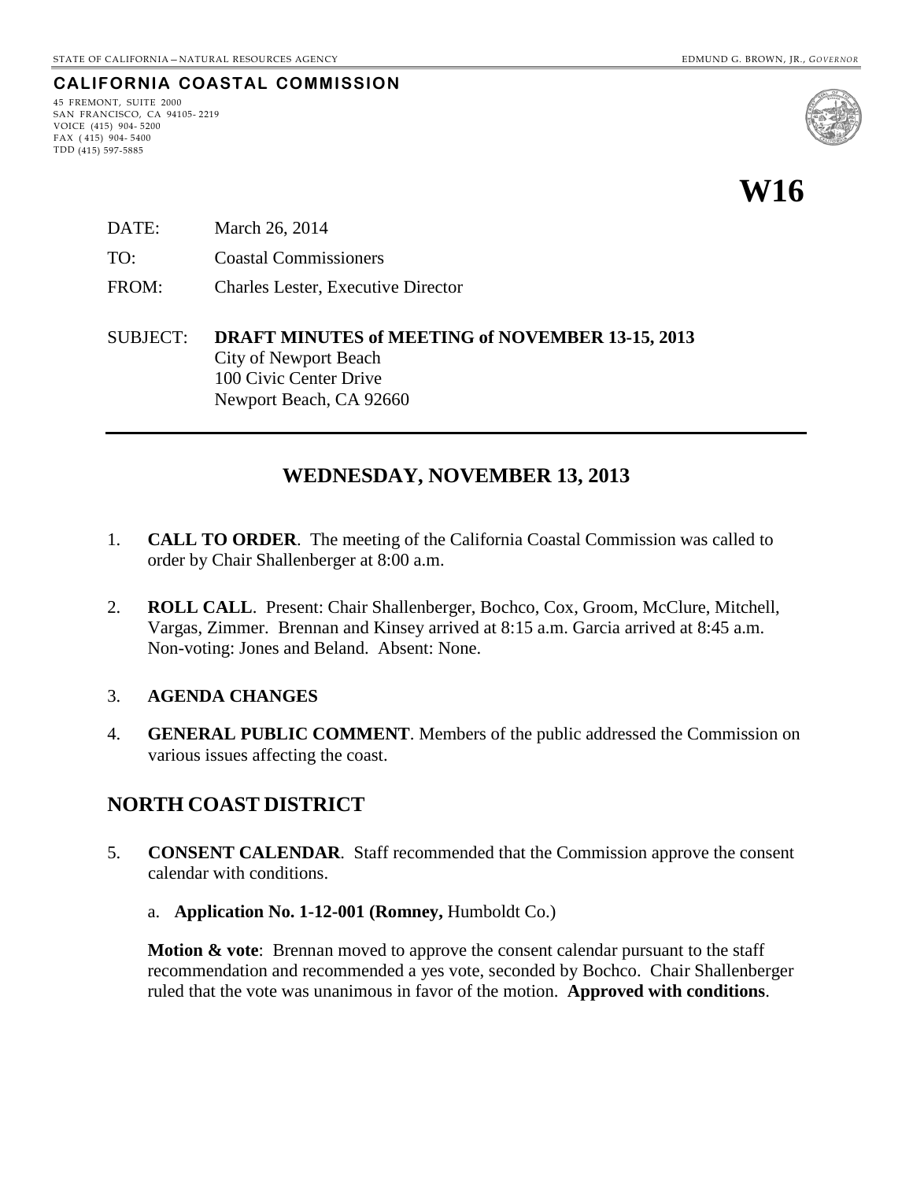STATE OF CALIFORNIA – NATURAL RESOURCES AGENCY EDMUND G. BROWN, JR., *GOVERNOR*

**CALIFORNIA COASTAL COMMISSION**

45 FREMONT, SUITE 2000
SAN FRANCISCO, CA 94105-2219
VOICE (415) 904-5200
FAX (415) 904-5400
TDD (415) 597-5885

# W16

DATE: March 26, 2014

TO: Coastal Commissioners

FROM: Charles Lester, Executive Director

SUBJECT: **DRAFT MINUTES of MEETING of NOVEMBER 13-15, 2013**
City of Newport Beach
100 Civic Center Drive
Newport Beach, CA 92660

---

## WEDNESDAY, NOVEMBER 13, 2013

1. **CALL TO ORDER**. The meeting of the California Coastal Commission was called to order by Chair Shallenberger at 8:00 a.m.

2. **ROLL CALL**. Present: Chair Shallenberger, Bochco, Cox, Groom, McClure, Mitchell, Vargas, Zimmer. Brennan and Kinsey arrived at 8:15 a.m. Garcia arrived at 8:45 a.m. Non-voting: Jones and Beland. Absent: None.

3. **AGENDA CHANGES**

4. **GENERAL PUBLIC COMMENT**. Members of the public addressed the Commission on various issues affecting the coast.

## NORTH COAST DISTRICT

5. **CONSENT CALENDAR**. Staff recommended that the Commission approve the consent calendar with conditions.

   a. **Application No. 1-12-001 (Romney,** Humboldt Co.)

   **Motion & vote**: Brennan moved to approve the consent calendar pursuant to the staff recommendation and recommended a yes vote, seconded by Bochco. Chair Shallenberger ruled that the vote was unanimous in favor of the motion. **Approved with conditions**.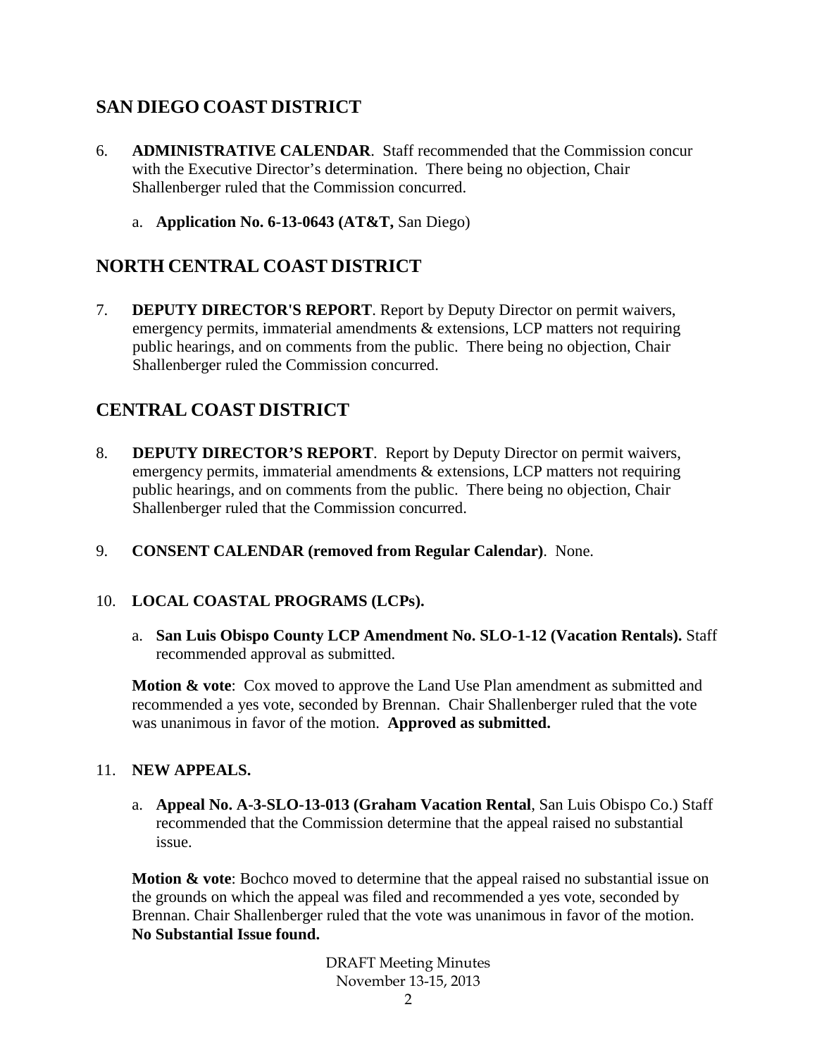## SAN DIEGO COAST DISTRICT

6. **ADMINISTRATIVE CALENDAR**. Staff recommended that the Commission concur with the Executive Director's determination. There being no objection, Chair Shallenberger ruled that the Commission concurred.

    a. **Application No. 6-13-0643 (AT&T,** San Diego)

## NORTH CENTRAL COAST DISTRICT

7. **DEPUTY DIRECTOR'S REPORT**. Report by Deputy Director on permit waivers, emergency permits, immaterial amendments & extensions, LCP matters not requiring public hearings, and on comments from the public. There being no objection, Chair Shallenberger ruled the Commission concurred.

## CENTRAL COAST DISTRICT

8. **DEPUTY DIRECTOR'S REPORT**. Report by Deputy Director on permit waivers, emergency permits, immaterial amendments & extensions, LCP matters not requiring public hearings, and on comments from the public. There being no objection, Chair Shallenberger ruled that the Commission concurred.

9. **CONSENT CALENDAR (removed from Regular Calendar)**. None.

10. **LOCAL COASTAL PROGRAMS (LCPs).**

    a. **San Luis Obispo County LCP Amendment No. SLO-1-12 (Vacation Rentals).** Staff recommended approval as submitted.

    **Motion & vote**: Cox moved to approve the Land Use Plan amendment as submitted and recommended a yes vote, seconded by Brennan. Chair Shallenberger ruled that the vote was unanimous in favor of the motion. **Approved as submitted.**

11. **NEW APPEALS.**

    a. **Appeal No. A-3-SLO-13-013 (Graham Vacation Rental**, San Luis Obispo Co.) Staff recommended that the Commission determine that the appeal raised no substantial issue.

    **Motion & vote**: Bochco moved to determine that the appeal raised no substantial issue on the grounds on which the appeal was filed and recommended a yes vote, seconded by Brennan. Chair Shallenberger ruled that the vote was unanimous in favor of the motion. **No Substantial Issue found.**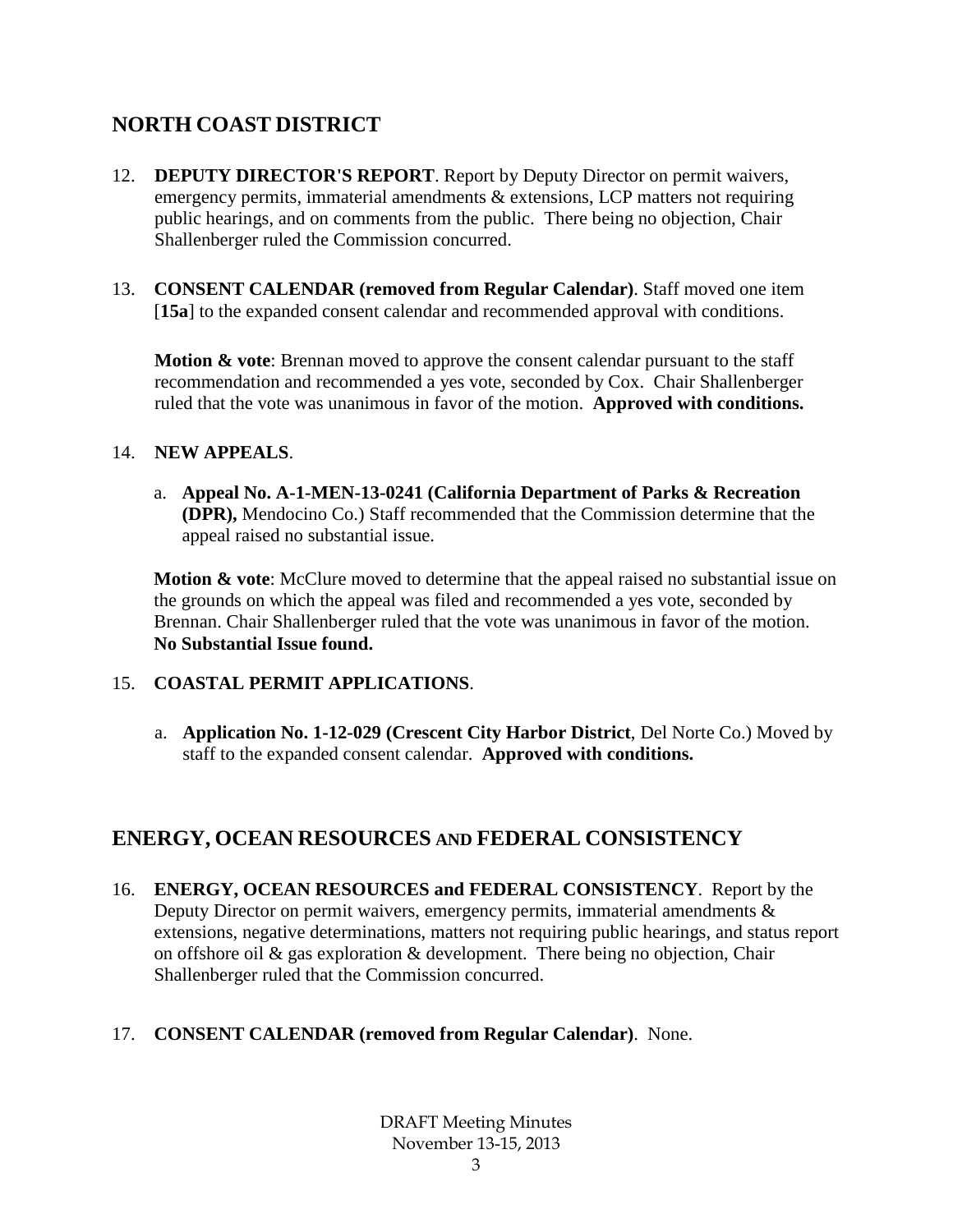## NORTH COAST DISTRICT

12. **DEPUTY DIRECTOR'S REPORT**. Report by Deputy Director on permit waivers, emergency permits, immaterial amendments & extensions, LCP matters not requiring public hearings, and on comments from the public. There being no objection, Chair Shallenberger ruled the Commission concurred.

13. **CONSENT CALENDAR (removed from Regular Calendar)**. Staff moved one item [**15a**] to the expanded consent calendar and recommended approval with conditions.

    **Motion & vote**: Brennan moved to approve the consent calendar pursuant to the staff recommendation and recommended a yes vote, seconded by Cox. Chair Shallenberger ruled that the vote was unanimous in favor of the motion. **Approved with conditions.**

14. **NEW APPEALS**.

    a. **Appeal No. A-1-MEN-13-0241 (California Department of Parks & Recreation (DPR),** Mendocino Co.) Staff recommended that the Commission determine that the appeal raised no substantial issue.

    **Motion & vote**: McClure moved to determine that the appeal raised no substantial issue on the grounds on which the appeal was filed and recommended a yes vote, seconded by Brennan. Chair Shallenberger ruled that the vote was unanimous in favor of the motion. **No Substantial Issue found.**

15. **COASTAL PERMIT APPLICATIONS**.

    a. **Application No. 1-12-029 (Crescent City Harbor District**, Del Norte Co.) Moved by staff to the expanded consent calendar. **Approved with conditions.**

## ENERGY, OCEAN RESOURCES AND FEDERAL CONSISTENCY

16. **ENERGY, OCEAN RESOURCES and FEDERAL CONSISTENCY**. Report by the Deputy Director on permit waivers, emergency permits, immaterial amendments & extensions, negative determinations, matters not requiring public hearings, and status report on offshore oil & gas exploration & development. There being no objection, Chair Shallenberger ruled that the Commission concurred.

17. **CONSENT CALENDAR (removed from Regular Calendar)**. None.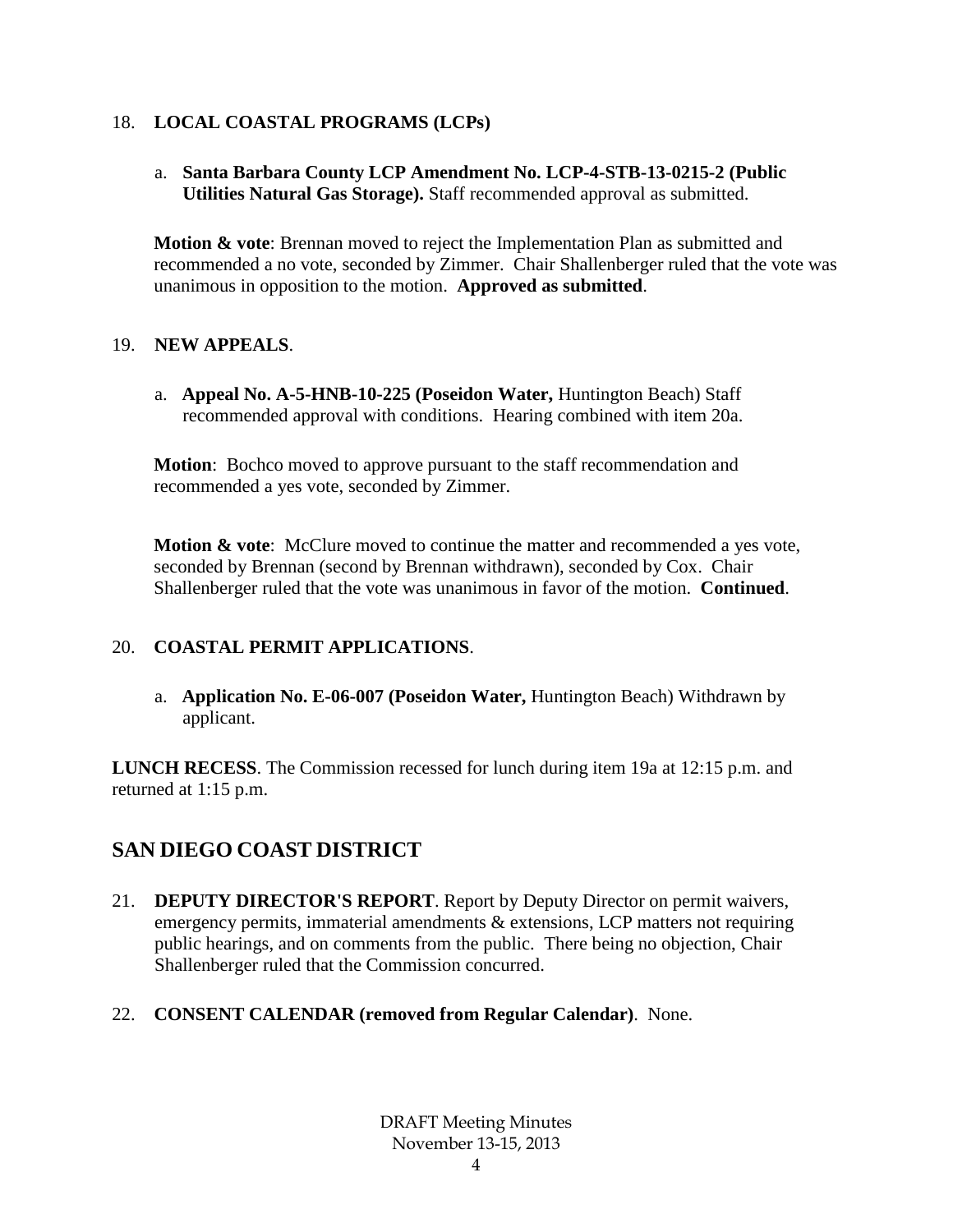18. **LOCAL COASTAL PROGRAMS (LCPs)**

    a. **Santa Barbara County LCP Amendment No. LCP-4-STB-13-0215-2 (Public Utilities Natural Gas Storage).** Staff recommended approval as submitted.

    **Motion & vote**: Brennan moved to reject the Implementation Plan as submitted and recommended a no vote, seconded by Zimmer. Chair Shallenberger ruled that the vote was unanimous in opposition to the motion. **Approved as submitted**.

19. **NEW APPEALS**.

    a. **Appeal No. A-5-HNB-10-225 (Poseidon Water,** Huntington Beach) Staff recommended approval with conditions. Hearing combined with item 20a.

    **Motion**: Bochco moved to approve pursuant to the staff recommendation and recommended a yes vote, seconded by Zimmer.

    **Motion & vote**: McClure moved to continue the matter and recommended a yes vote, seconded by Brennan (second by Brennan withdrawn), seconded by Cox. Chair Shallenberger ruled that the vote was unanimous in favor of the motion. **Continued**.

20. **COASTAL PERMIT APPLICATIONS**.

    a. **Application No. E-06-007 (Poseidon Water,** Huntington Beach) Withdrawn by applicant.

**LUNCH RECESS**. The Commission recessed for lunch during item 19a at 12:15 p.m. and returned at 1:15 p.m.

## SAN DIEGO COAST DISTRICT

21. **DEPUTY DIRECTOR'S REPORT**. Report by Deputy Director on permit waivers, emergency permits, immaterial amendments & extensions, LCP matters not requiring public hearings, and on comments from the public. There being no objection, Chair Shallenberger ruled that the Commission concurred.

22. **CONSENT CALENDAR (removed from Regular Calendar)**. None.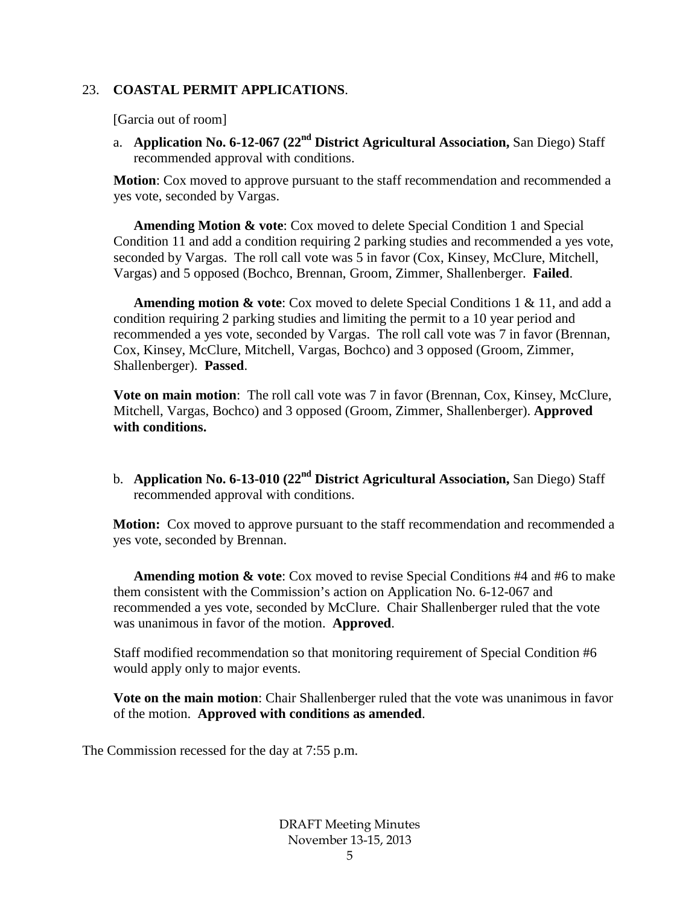23. **COASTAL PERMIT APPLICATIONS**.

[Garcia out of room]

a. **Application No. 6-12-067 (22nd District Agricultural Association,** San Diego) Staff recommended approval with conditions.

**Motion**: Cox moved to approve pursuant to the staff recommendation and recommended a yes vote, seconded by Vargas.

**Amending Motion & vote**: Cox moved to delete Special Condition 1 and Special Condition 11 and add a condition requiring 2 parking studies and recommended a yes vote, seconded by Vargas. The roll call vote was 5 in favor (Cox, Kinsey, McClure, Mitchell, Vargas) and 5 opposed (Bochco, Brennan, Groom, Zimmer, Shallenberger. **Failed**.

**Amending motion & vote**: Cox moved to delete Special Conditions 1 & 11, and add a condition requiring 2 parking studies and limiting the permit to a 10 year period and recommended a yes vote, seconded by Vargas. The roll call vote was 7 in favor (Brennan, Cox, Kinsey, McClure, Mitchell, Vargas, Bochco) and 3 opposed (Groom, Zimmer, Shallenberger). **Passed**.

**Vote on main motion**: The roll call vote was 7 in favor (Brennan, Cox, Kinsey, McClure, Mitchell, Vargas, Bochco) and 3 opposed (Groom, Zimmer, Shallenberger). **Approved with conditions.**

b. **Application No. 6-13-010 (22nd District Agricultural Association,** San Diego) Staff recommended approval with conditions.

**Motion:** Cox moved to approve pursuant to the staff recommendation and recommended a yes vote, seconded by Brennan.

**Amending motion & vote**: Cox moved to revise Special Conditions #4 and #6 to make them consistent with the Commission's action on Application No. 6-12-067 and recommended a yes vote, seconded by McClure. Chair Shallenberger ruled that the vote was unanimous in favor of the motion. **Approved**.

Staff modified recommendation so that monitoring requirement of Special Condition #6 would apply only to major events.

**Vote on the main motion**: Chair Shallenberger ruled that the vote was unanimous in favor of the motion. **Approved with conditions as amended**.

The Commission recessed for the day at 7:55 p.m.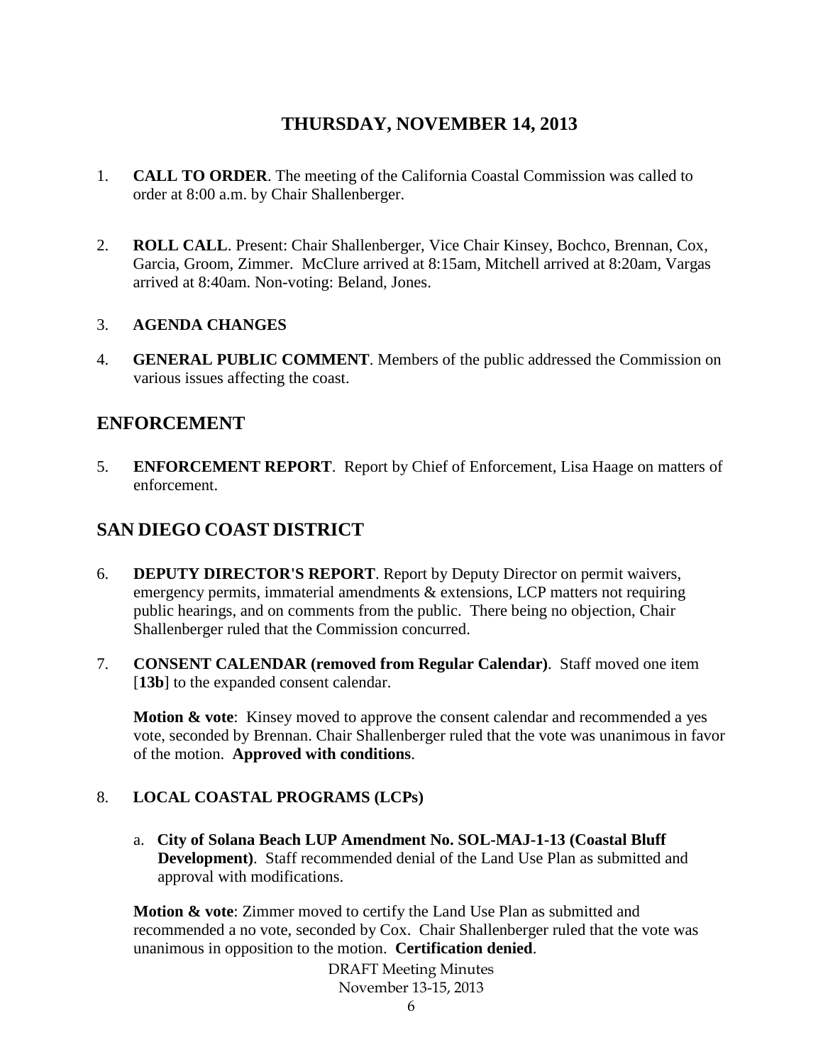## THURSDAY, NOVEMBER 14, 2013

1. **CALL TO ORDER**. The meeting of the California Coastal Commission was called to order at 8:00 a.m. by Chair Shallenberger.

2. **ROLL CALL**. Present: Chair Shallenberger, Vice Chair Kinsey, Bochco, Brennan, Cox, Garcia, Groom, Zimmer. McClure arrived at 8:15am, Mitchell arrived at 8:20am, Vargas arrived at 8:40am. Non-voting: Beland, Jones.

3. **AGENDA CHANGES**

4. **GENERAL PUBLIC COMMENT**. Members of the public addressed the Commission on various issues affecting the coast.

## ENFORCEMENT

5. **ENFORCEMENT REPORT**. Report by Chief of Enforcement, Lisa Haage on matters of enforcement.

## SAN DIEGO COAST DISTRICT

6. **DEPUTY DIRECTOR'S REPORT**. Report by Deputy Director on permit waivers, emergency permits, immaterial amendments & extensions, LCP matters not requiring public hearings, and on comments from the public. There being no objection, Chair Shallenberger ruled that the Commission concurred.

7. **CONSENT CALENDAR (removed from Regular Calendar)**. Staff moved one item [**13b**] to the expanded consent calendar.

   **Motion & vote**: Kinsey moved to approve the consent calendar and recommended a yes vote, seconded by Brennan. Chair Shallenberger ruled that the vote was unanimous in favor of the motion. **Approved with conditions**.

8. **LOCAL COASTAL PROGRAMS (LCPs)**

   a. **City of Solana Beach LUP Amendment No. SOL-MAJ-1-13 (Coastal Bluff Development)**. Staff recommended denial of the Land Use Plan as submitted and approval with modifications.

   **Motion & vote**: Zimmer moved to certify the Land Use Plan as submitted and recommended a no vote, seconded by Cox. Chair Shallenberger ruled that the vote was unanimous in opposition to the motion. **Certification denied**.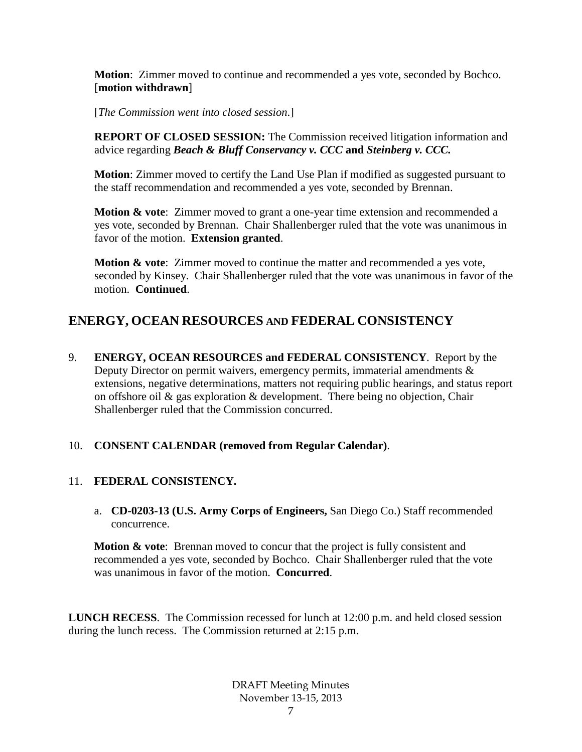**Motion**: Zimmer moved to continue and recommended a yes vote, seconded by Bochco. [**motion withdrawn**]

[*The Commission went into closed session*.]

**REPORT OF CLOSED SESSION:** The Commission received litigation information and advice regarding ***Beach & Bluff Conservancy v. CCC*** **and** ***Steinberg v. CCC.***

**Motion**: Zimmer moved to certify the Land Use Plan if modified as suggested pursuant to the staff recommendation and recommended a yes vote, seconded by Brennan.

**Motion & vote**: Zimmer moved to grant a one-year time extension and recommended a yes vote, seconded by Brennan. Chair Shallenberger ruled that the vote was unanimous in favor of the motion. **Extension granted**.

**Motion & vote**: Zimmer moved to continue the matter and recommended a yes vote, seconded by Kinsey. Chair Shallenberger ruled that the vote was unanimous in favor of the motion. **Continued**.

## ENERGY, OCEAN RESOURCES AND FEDERAL CONSISTENCY

9. **ENERGY, OCEAN RESOURCES and FEDERAL CONSISTENCY**. Report by the Deputy Director on permit waivers, emergency permits, immaterial amendments & extensions, negative determinations, matters not requiring public hearings, and status report on offshore oil & gas exploration & development. There being no objection, Chair Shallenberger ruled that the Commission concurred.

10. **CONSENT CALENDAR (removed from Regular Calendar)**.

11. **FEDERAL CONSISTENCY.**

    a. **CD-0203-13 (U.S. Army Corps of Engineers,** San Diego Co.) Staff recommended concurrence.

    **Motion & vote**: Brennan moved to concur that the project is fully consistent and recommended a yes vote, seconded by Bochco. Chair Shallenberger ruled that the vote was unanimous in favor of the motion. **Concurred**.

**LUNCH RECESS**. The Commission recessed for lunch at 12:00 p.m. and held closed session during the lunch recess. The Commission returned at 2:15 p.m.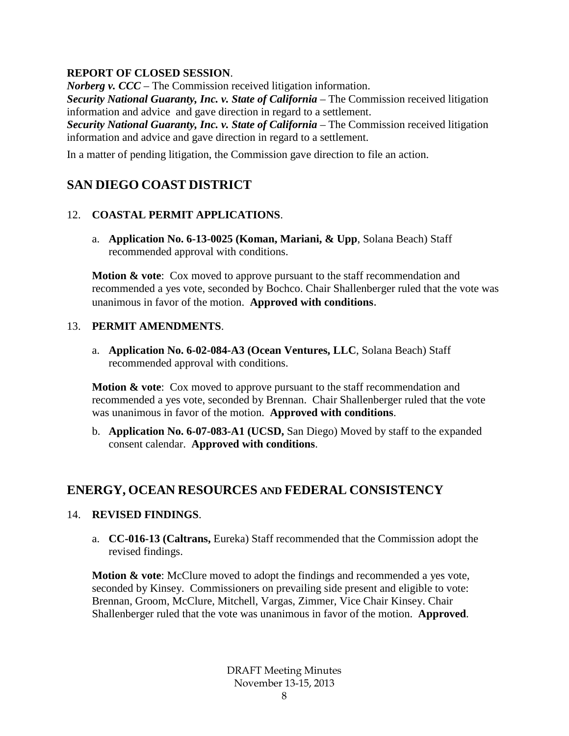**REPORT OF CLOSED SESSION**.

***Norberg v. CCC*** – The Commission received litigation information.

***Security National Guaranty, Inc. v. State of California*** – The Commission received litigation information and advice and gave direction in regard to a settlement.

***Security National Guaranty, Inc. v. State of California*** – The Commission received litigation information and advice and gave direction in regard to a settlement.

In a matter of pending litigation, the Commission gave direction to file an action.

## SAN DIEGO COAST DISTRICT

12. **COASTAL PERMIT APPLICATIONS**.

    a. **Application No. 6-13-0025 (Koman, Mariani, & Upp**, Solana Beach) Staff recommended approval with conditions.

    **Motion & vote**: Cox moved to approve pursuant to the staff recommendation and recommended a yes vote, seconded by Bochco. Chair Shallenberger ruled that the vote was unanimous in favor of the motion. **Approved with conditions**.

13. **PERMIT AMENDMENTS**.

    a. **Application No. 6-02-084-A3 (Ocean Ventures, LLC**, Solana Beach) Staff recommended approval with conditions.

    **Motion & vote**: Cox moved to approve pursuant to the staff recommendation and recommended a yes vote, seconded by Brennan. Chair Shallenberger ruled that the vote was unanimous in favor of the motion. **Approved with conditions**.

    b. **Application No. 6-07-083-A1 (UCSD,** San Diego) Moved by staff to the expanded consent calendar. **Approved with conditions**.

## ENERGY, OCEAN RESOURCES AND FEDERAL CONSISTENCY

14. **REVISED FINDINGS**.

    a. **CC-016-13 (Caltrans,** Eureka) Staff recommended that the Commission adopt the revised findings.

    **Motion & vote**: McClure moved to adopt the findings and recommended a yes vote, seconded by Kinsey. Commissioners on prevailing side present and eligible to vote: Brennan, Groom, McClure, Mitchell, Vargas, Zimmer, Vice Chair Kinsey. Chair Shallenberger ruled that the vote was unanimous in favor of the motion. **Approved**.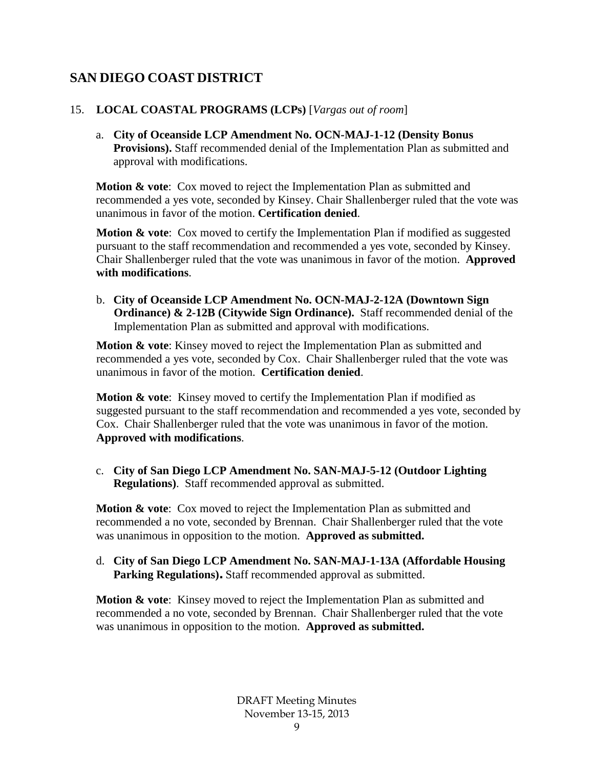## SAN DIEGO COAST DISTRICT

15. **LOCAL COASTAL PROGRAMS (LCPs)** [*Vargas out of room*]

   a. **City of Oceanside LCP Amendment No. OCN-MAJ-1-12 (Density Bonus Provisions).** Staff recommended denial of the Implementation Plan as submitted and approval with modifications.

   **Motion & vote**: Cox moved to reject the Implementation Plan as submitted and recommended a yes vote, seconded by Kinsey. Chair Shallenberger ruled that the vote was unanimous in favor of the motion. **Certification denied**.

   **Motion & vote**: Cox moved to certify the Implementation Plan if modified as suggested pursuant to the staff recommendation and recommended a yes vote, seconded by Kinsey. Chair Shallenberger ruled that the vote was unanimous in favor of the motion. **Approved with modifications**.

   b. **City of Oceanside LCP Amendment No. OCN-MAJ-2-12A (Downtown Sign Ordinance) & 2-12B (Citywide Sign Ordinance).** Staff recommended denial of the Implementation Plan as submitted and approval with modifications.

   **Motion & vote**: Kinsey moved to reject the Implementation Plan as submitted and recommended a yes vote, seconded by Cox. Chair Shallenberger ruled that the vote was unanimous in favor of the motion. **Certification denied**.

   **Motion & vote**: Kinsey moved to certify the Implementation Plan if modified as suggested pursuant to the staff recommendation and recommended a yes vote, seconded by Cox. Chair Shallenberger ruled that the vote was unanimous in favor of the motion. **Approved with modifications**.

   c. **City of San Diego LCP Amendment No. SAN-MAJ-5-12 (Outdoor Lighting Regulations)**. Staff recommended approval as submitted.

   **Motion & vote**: Cox moved to reject the Implementation Plan as submitted and recommended a no vote, seconded by Brennan. Chair Shallenberger ruled that the vote was unanimous in opposition to the motion. **Approved as submitted.**

   d. **City of San Diego LCP Amendment No. SAN-MAJ-1-13A (Affordable Housing Parking Regulations).** Staff recommended approval as submitted.

   **Motion & vote**: Kinsey moved to reject the Implementation Plan as submitted and recommended a no vote, seconded by Brennan. Chair Shallenberger ruled that the vote was unanimous in opposition to the motion. **Approved as submitted.**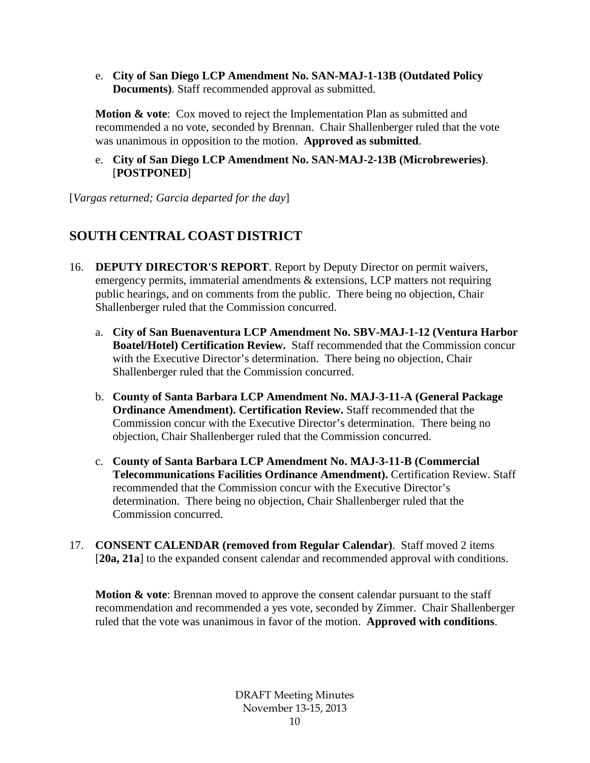e. **City of San Diego LCP Amendment No. SAN-MAJ-1-13B (Outdated Policy Documents)**. Staff recommended approval as submitted.

**Motion & vote**: Cox moved to reject the Implementation Plan as submitted and recommended a no vote, seconded by Brennan. Chair Shallenberger ruled that the vote was unanimous in opposition to the motion. **Approved as submitted**.

e. **City of San Diego LCP Amendment No. SAN-MAJ-2-13B (Microbreweries)**. [**POSTPONED**]

[*Vargas returned; Garcia departed for the day*]

## SOUTH CENTRAL COAST DISTRICT

16. **DEPUTY DIRECTOR'S REPORT**. Report by Deputy Director on permit waivers, emergency permits, immaterial amendments & extensions, LCP matters not requiring public hearings, and on comments from the public. There being no objection, Chair Shallenberger ruled that the Commission concurred.

    a. **City of San Buenaventura LCP Amendment No. SBV-MAJ-1-12 (Ventura Harbor Boatel/Hotel) Certification Review.** Staff recommended that the Commission concur with the Executive Director's determination. There being no objection, Chair Shallenberger ruled that the Commission concurred.

    b. **County of Santa Barbara LCP Amendment No. MAJ-3-11-A (General Package Ordinance Amendment). Certification Review.** Staff recommended that the Commission concur with the Executive Director's determination. There being no objection, Chair Shallenberger ruled that the Commission concurred.

    c. **County of Santa Barbara LCP Amendment No. MAJ-3-11-B (Commercial Telecommunications Facilities Ordinance Amendment).** Certification Review. Staff recommended that the Commission concur with the Executive Director's determination. There being no objection, Chair Shallenberger ruled that the Commission concurred.

17. **CONSENT CALENDAR (removed from Regular Calendar)**. Staff moved 2 items [**20a, 21a**] to the expanded consent calendar and recommended approval with conditions.

    **Motion & vote**: Brennan moved to approve the consent calendar pursuant to the staff recommendation and recommended a yes vote, seconded by Zimmer. Chair Shallenberger ruled that the vote was unanimous in favor of the motion. **Approved with conditions**.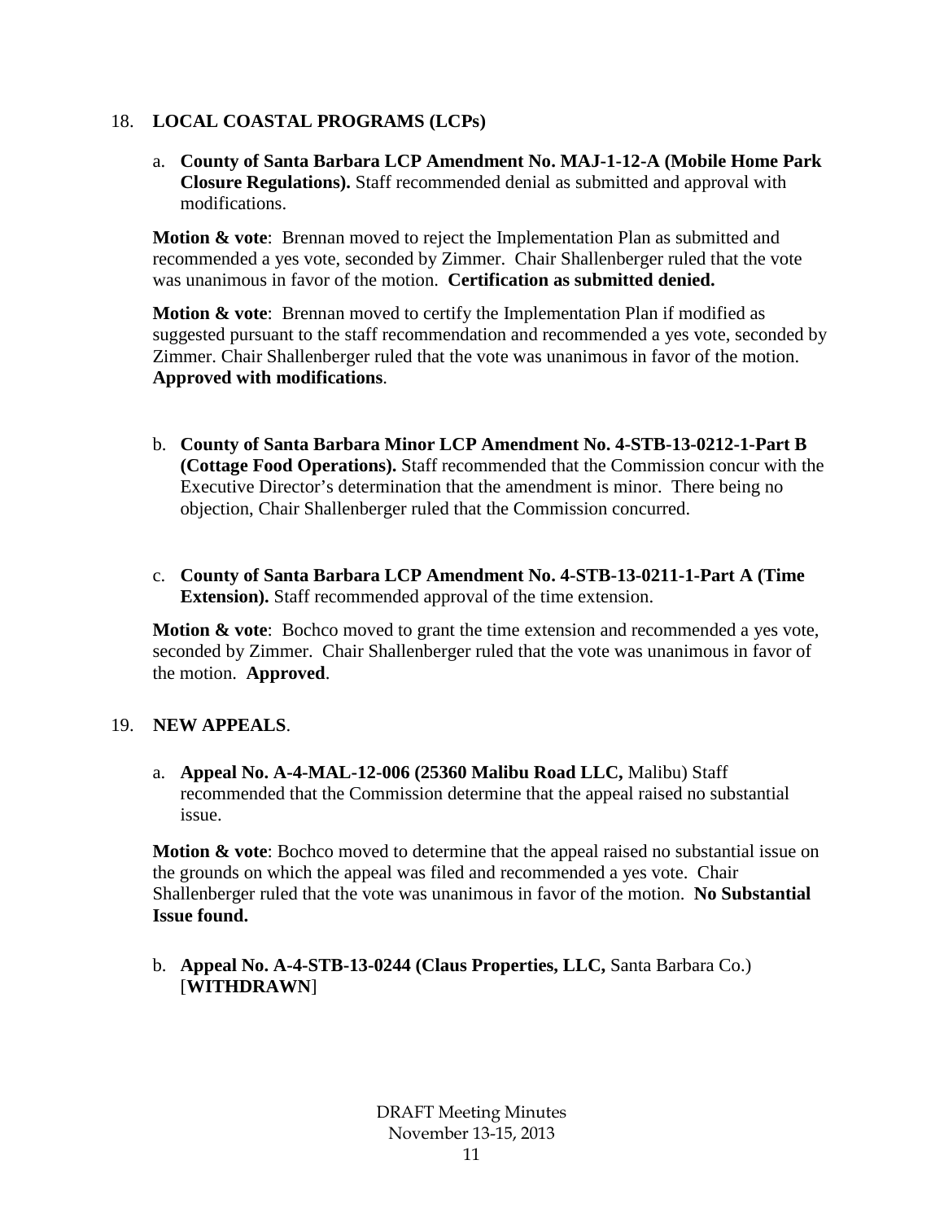18. **LOCAL COASTAL PROGRAMS (LCPs)**

   a. **County of Santa Barbara LCP Amendment No. MAJ-1-12-A (Mobile Home Park Closure Regulations).** Staff recommended denial as submitted and approval with modifications.

   **Motion & vote**: Brennan moved to reject the Implementation Plan as submitted and recommended a yes vote, seconded by Zimmer. Chair Shallenberger ruled that the vote was unanimous in favor of the motion. **Certification as submitted denied.**

   **Motion & vote**: Brennan moved to certify the Implementation Plan if modified as suggested pursuant to the staff recommendation and recommended a yes vote, seconded by Zimmer. Chair Shallenberger ruled that the vote was unanimous in favor of the motion. **Approved with modifications**.

   b. **County of Santa Barbara Minor LCP Amendment No. 4-STB-13-0212-1-Part B (Cottage Food Operations).** Staff recommended that the Commission concur with the Executive Director's determination that the amendment is minor. There being no objection, Chair Shallenberger ruled that the Commission concurred.

   c. **County of Santa Barbara LCP Amendment No. 4-STB-13-0211-1-Part A (Time Extension).** Staff recommended approval of the time extension.

   **Motion & vote**: Bochco moved to grant the time extension and recommended a yes vote, seconded by Zimmer. Chair Shallenberger ruled that the vote was unanimous in favor of the motion. **Approved**.

19. **NEW APPEALS**.

   a. **Appeal No. A-4-MAL-12-006 (25360 Malibu Road LLC,** Malibu) Staff recommended that the Commission determine that the appeal raised no substantial issue.

   **Motion & vote**: Bochco moved to determine that the appeal raised no substantial issue on the grounds on which the appeal was filed and recommended a yes vote. Chair Shallenberger ruled that the vote was unanimous in favor of the motion. **No Substantial Issue found.**

   b. **Appeal No. A-4-STB-13-0244 (Claus Properties, LLC,** Santa Barbara Co.) [**WITHDRAWN**]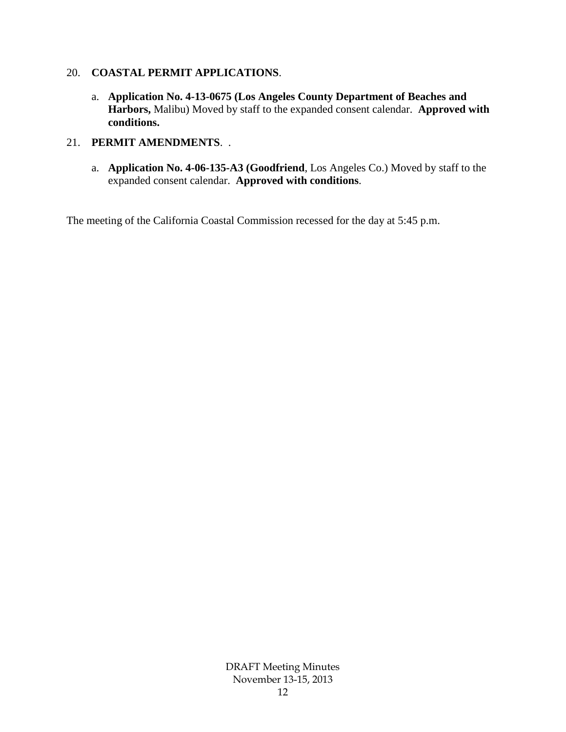20. **COASTAL PERMIT APPLICATIONS**.

    a. **Application No. 4-13-0675 (Los Angeles County Department of Beaches and Harbors,** Malibu) Moved by staff to the expanded consent calendar. **Approved with conditions.**

21. **PERMIT AMENDMENTS**. .

    a. **Application No. 4-06-135-A3 (Goodfriend**, Los Angeles Co.) Moved by staff to the expanded consent calendar. **Approved with conditions**.

The meeting of the California Coastal Commission recessed for the day at 5:45 p.m.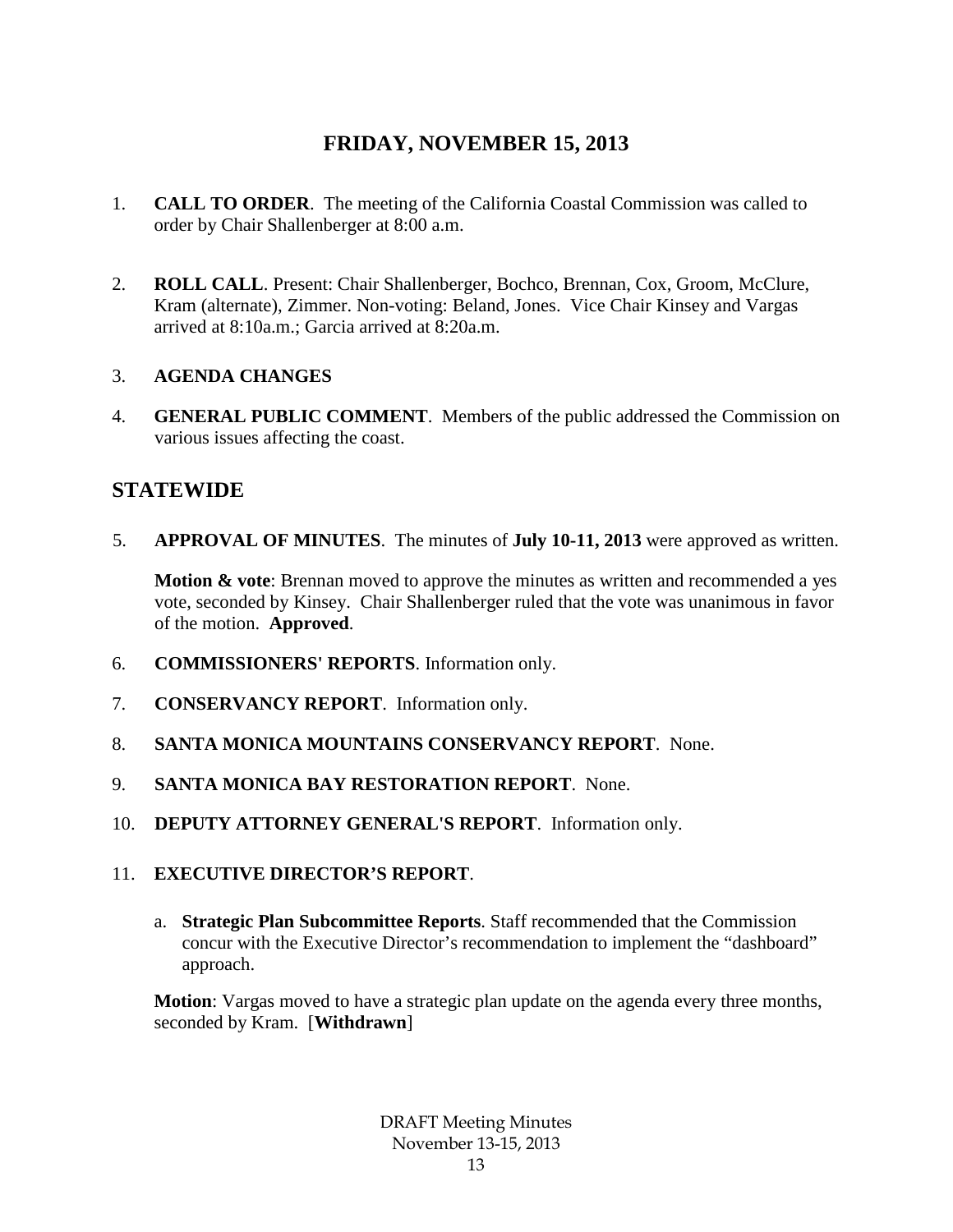## FRIDAY, NOVEMBER 15, 2013

1. **CALL TO ORDER**. The meeting of the California Coastal Commission was called to order by Chair Shallenberger at 8:00 a.m.

2. **ROLL CALL**. Present: Chair Shallenberger, Bochco, Brennan, Cox, Groom, McClure, Kram (alternate), Zimmer. Non-voting: Beland, Jones. Vice Chair Kinsey and Vargas arrived at 8:10a.m.; Garcia arrived at 8:20a.m.

3. **AGENDA CHANGES**

4. **GENERAL PUBLIC COMMENT**. Members of the public addressed the Commission on various issues affecting the coast.

## STATEWIDE

5. **APPROVAL OF MINUTES**. The minutes of **July 10-11, 2013** were approved as written.

   **Motion & vote**: Brennan moved to approve the minutes as written and recommended a yes vote, seconded by Kinsey. Chair Shallenberger ruled that the vote was unanimous in favor of the motion. **Approved**.

6. **COMMISSIONERS' REPORTS**. Information only.

7. **CONSERVANCY REPORT**. Information only.

8. **SANTA MONICA MOUNTAINS CONSERVANCY REPORT**. None.

9. **SANTA MONICA BAY RESTORATION REPORT**. None.

10. **DEPUTY ATTORNEY GENERAL'S REPORT**. Information only.

11. **EXECUTIVE DIRECTOR'S REPORT**.

    a. **Strategic Plan Subcommittee Reports**. Staff recommended that the Commission concur with the Executive Director's recommendation to implement the "dashboard" approach.

    **Motion**: Vargas moved to have a strategic plan update on the agenda every three months, seconded by Kram. [**Withdrawn**]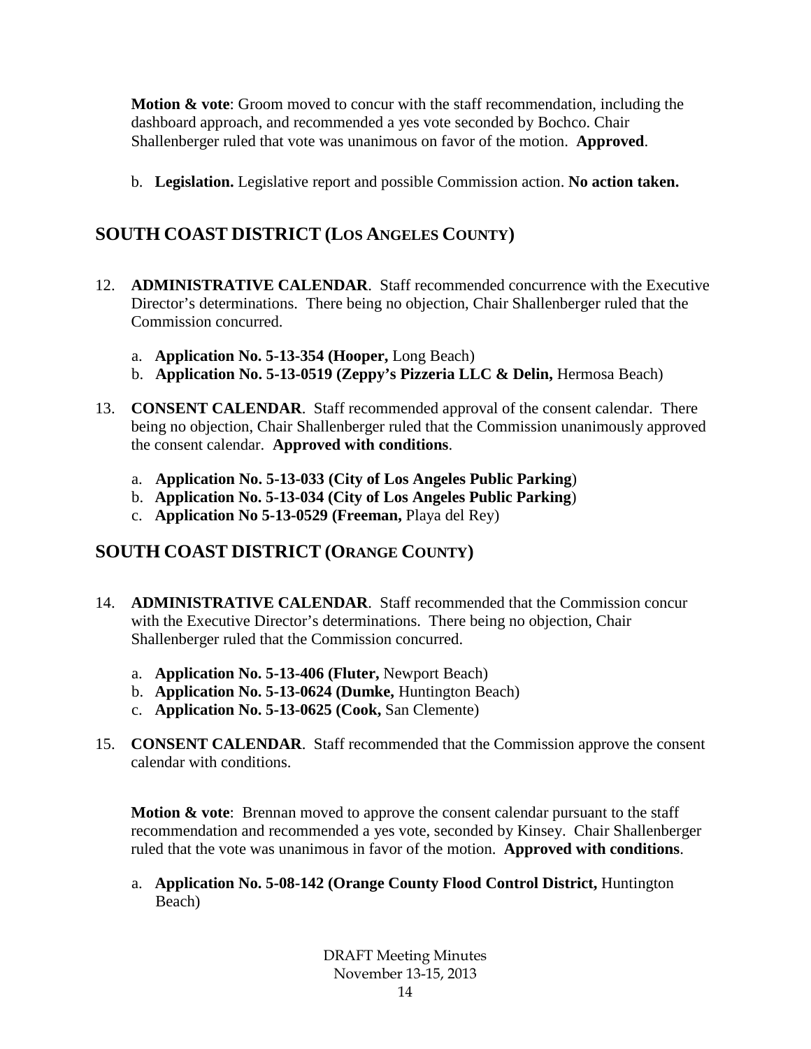**Motion & vote**: Groom moved to concur with the staff recommendation, including the dashboard approach, and recommended a yes vote seconded by Bochco. Chair Shallenberger ruled that vote was unanimous on favor of the motion. **Approved**.

b. **Legislation.** Legislative report and possible Commission action. **No action taken.**

## SOUTH COAST DISTRICT (LOS ANGELES COUNTY)

12. **ADMINISTRATIVE CALENDAR**. Staff recommended concurrence with the Executive Director's determinations. There being no objection, Chair Shallenberger ruled that the Commission concurred.

    a. **Application No. 5-13-354 (Hooper,** Long Beach)
    b. **Application No. 5-13-0519 (Zeppy's Pizzeria LLC & Delin,** Hermosa Beach)

13. **CONSENT CALENDAR**. Staff recommended approval of the consent calendar. There being no objection, Chair Shallenberger ruled that the Commission unanimously approved the consent calendar. **Approved with conditions**.

    a. **Application No. 5-13-033 (City of Los Angeles Public Parking**)
    b. **Application No. 5-13-034 (City of Los Angeles Public Parking**)
    c. **Application No 5-13-0529 (Freeman,** Playa del Rey)

## SOUTH COAST DISTRICT (ORANGE COUNTY)

14. **ADMINISTRATIVE CALENDAR**. Staff recommended that the Commission concur with the Executive Director's determinations. There being no objection, Chair Shallenberger ruled that the Commission concurred.

    a. **Application No. 5-13-406 (Fluter,** Newport Beach)
    b. **Application No. 5-13-0624 (Dumke,** Huntington Beach)
    c. **Application No. 5-13-0625 (Cook,** San Clemente)

15. **CONSENT CALENDAR**. Staff recommended that the Commission approve the consent calendar with conditions.

    **Motion & vote**: Brennan moved to approve the consent calendar pursuant to the staff recommendation and recommended a yes vote, seconded by Kinsey. Chair Shallenberger ruled that the vote was unanimous in favor of the motion. **Approved with conditions**.

    a. **Application No. 5-08-142 (Orange County Flood Control District,** Huntington Beach)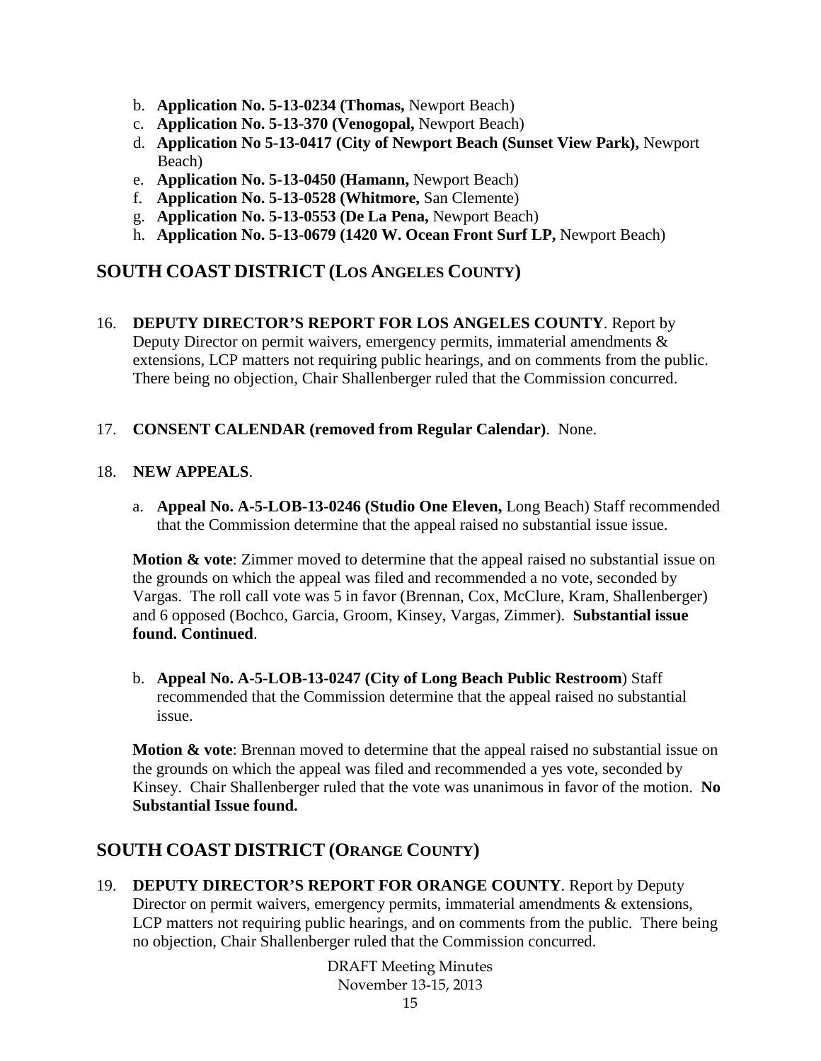b. **Application No. 5-13-0234 (Thomas,** Newport Beach)
c. **Application No. 5-13-370 (Venogopal,** Newport Beach)
d. **Application No 5-13-0417 (City of Newport Beach (Sunset View Park),** Newport Beach)
e. **Application No. 5-13-0450 (Hamann,** Newport Beach)
f. **Application No. 5-13-0528 (Whitmore,** San Clemente)
g. **Application No. 5-13-0553 (De La Pena,** Newport Beach)
h. **Application No. 5-13-0679 (1420 W. Ocean Front Surf LP,** Newport Beach)

## SOUTH COAST DISTRICT (LOS ANGELES COUNTY)

16. **DEPUTY DIRECTOR'S REPORT FOR LOS ANGELES COUNTY**. Report by Deputy Director on permit waivers, emergency permits, immaterial amendments & extensions, LCP matters not requiring public hearings, and on comments from the public. There being no objection, Chair Shallenberger ruled that the Commission concurred.

17. **CONSENT CALENDAR (removed from Regular Calendar)**. None.

18. **NEW APPEALS**.

    a. **Appeal No. A-5-LOB-13-0246 (Studio One Eleven,** Long Beach) Staff recommended that the Commission determine that the appeal raised no substantial issue issue.

    **Motion & vote**: Zimmer moved to determine that the appeal raised no substantial issue on the grounds on which the appeal was filed and recommended a no vote, seconded by Vargas. The roll call vote was 5 in favor (Brennan, Cox, McClure, Kram, Shallenberger) and 6 opposed (Bochco, Garcia, Groom, Kinsey, Vargas, Zimmer). **Substantial issue found. Continued**.

    b. **Appeal No. A-5-LOB-13-0247 (City of Long Beach Public Restroom**) Staff recommended that the Commission determine that the appeal raised no substantial issue.

    **Motion & vote**: Brennan moved to determine that the appeal raised no substantial issue on the grounds on which the appeal was filed and recommended a yes vote, seconded by Kinsey. Chair Shallenberger ruled that the vote was unanimous in favor of the motion. **No Substantial Issue found.**

## SOUTH COAST DISTRICT (ORANGE COUNTY)

19. **DEPUTY DIRECTOR'S REPORT FOR ORANGE COUNTY**. Report by Deputy Director on permit waivers, emergency permits, immaterial amendments & extensions, LCP matters not requiring public hearings, and on comments from the public. There being no objection, Chair Shallenberger ruled that the Commission concurred.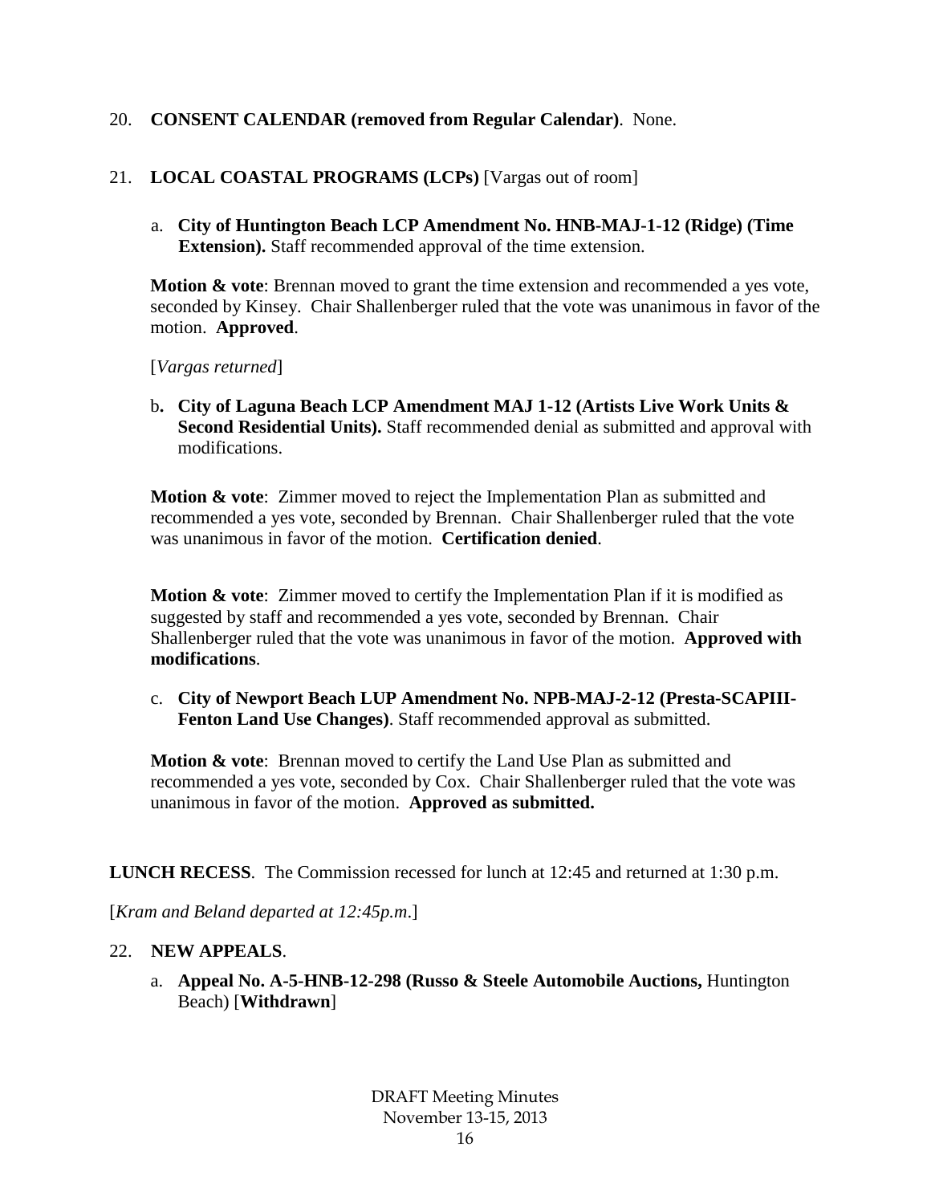20. **CONSENT CALENDAR (removed from Regular Calendar)**. None.

21. **LOCAL COASTAL PROGRAMS (LCPs)** [Vargas out of room]

   a. **City of Huntington Beach LCP Amendment No. HNB-MAJ-1-12 (Ridge) (Time Extension).** Staff recommended approval of the time extension.

   **Motion & vote**: Brennan moved to grant the time extension and recommended a yes vote, seconded by Kinsey. Chair Shallenberger ruled that the vote was unanimous in favor of the motion. **Approved**.

   [*Vargas returned*]

   b**. City of Laguna Beach LCP Amendment MAJ 1-12 (Artists Live Work Units & Second Residential Units).** Staff recommended denial as submitted and approval with modifications.

   **Motion & vote**: Zimmer moved to reject the Implementation Plan as submitted and recommended a yes vote, seconded by Brennan. Chair Shallenberger ruled that the vote was unanimous in favor of the motion. **Certification denied**.

   **Motion & vote**: Zimmer moved to certify the Implementation Plan if it is modified as suggested by staff and recommended a yes vote, seconded by Brennan. Chair Shallenberger ruled that the vote was unanimous in favor of the motion. **Approved with modifications**.

   c. **City of Newport Beach LUP Amendment No. NPB-MAJ-2-12 (Presta-SCAPIII-Fenton Land Use Changes)**. Staff recommended approval as submitted.

   **Motion & vote**: Brennan moved to certify the Land Use Plan as submitted and recommended a yes vote, seconded by Cox. Chair Shallenberger ruled that the vote was unanimous in favor of the motion. **Approved as submitted.**

**LUNCH RECESS**. The Commission recessed for lunch at 12:45 and returned at 1:30 p.m.

[*Kram and Beland departed at 12:45p.m*.]

22. **NEW APPEALS**.

   a. **Appeal No. A-5-HNB-12-298 (Russo & Steele Automobile Auctions,** Huntington Beach) [**Withdrawn**]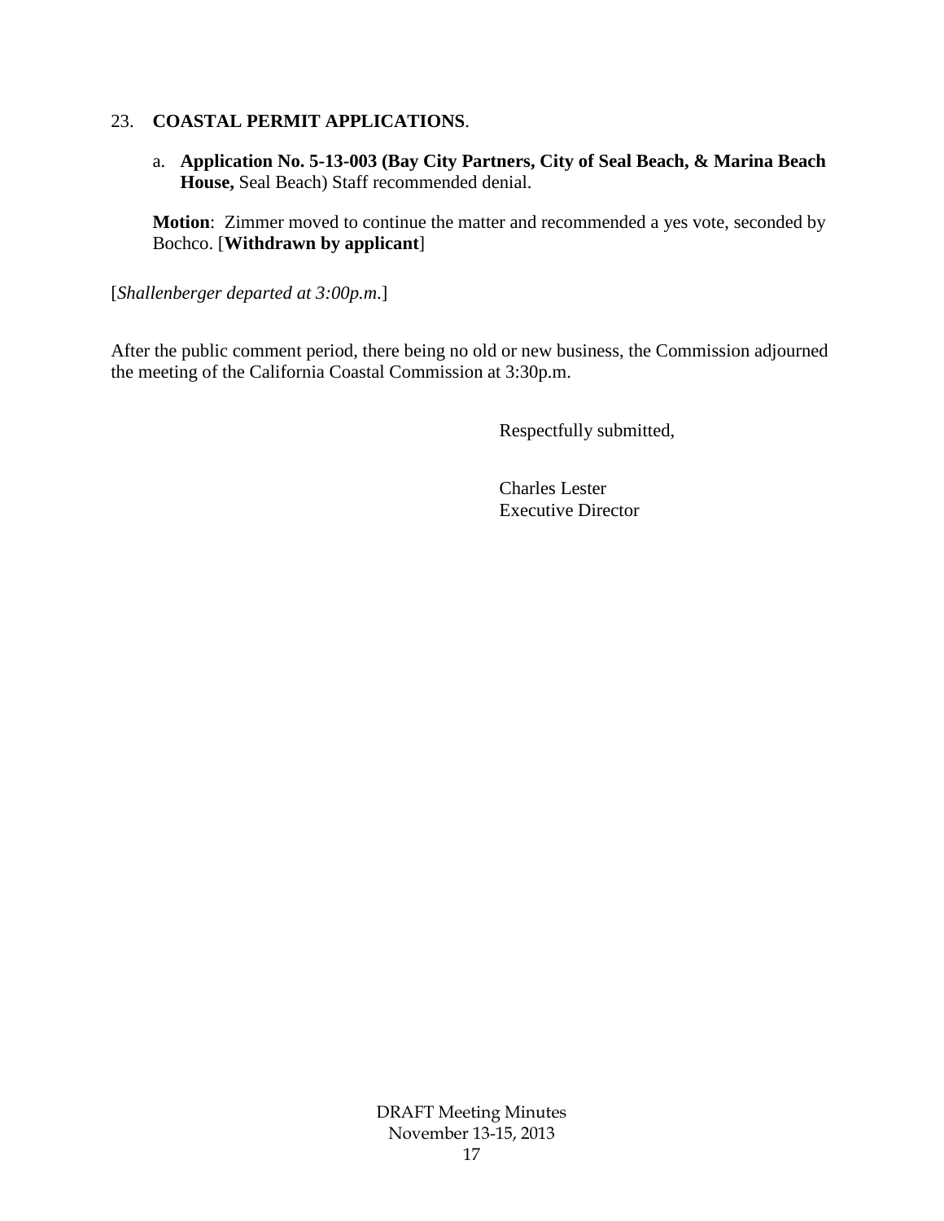23. **COASTAL PERMIT APPLICATIONS**.

a. **Application No. 5-13-003 (Bay City Partners, City of Seal Beach, & Marina Beach House,** Seal Beach) Staff recommended denial.

**Motion**: Zimmer moved to continue the matter and recommended a yes vote, seconded by Bochco. [**Withdrawn by applicant**]

[*Shallenberger departed at 3:00p.m.*]

After the public comment period, there being no old or new business, the Commission adjourned the meeting of the California Coastal Commission at 3:30p.m.

Respectfully submitted,

Charles Lester
Executive Director